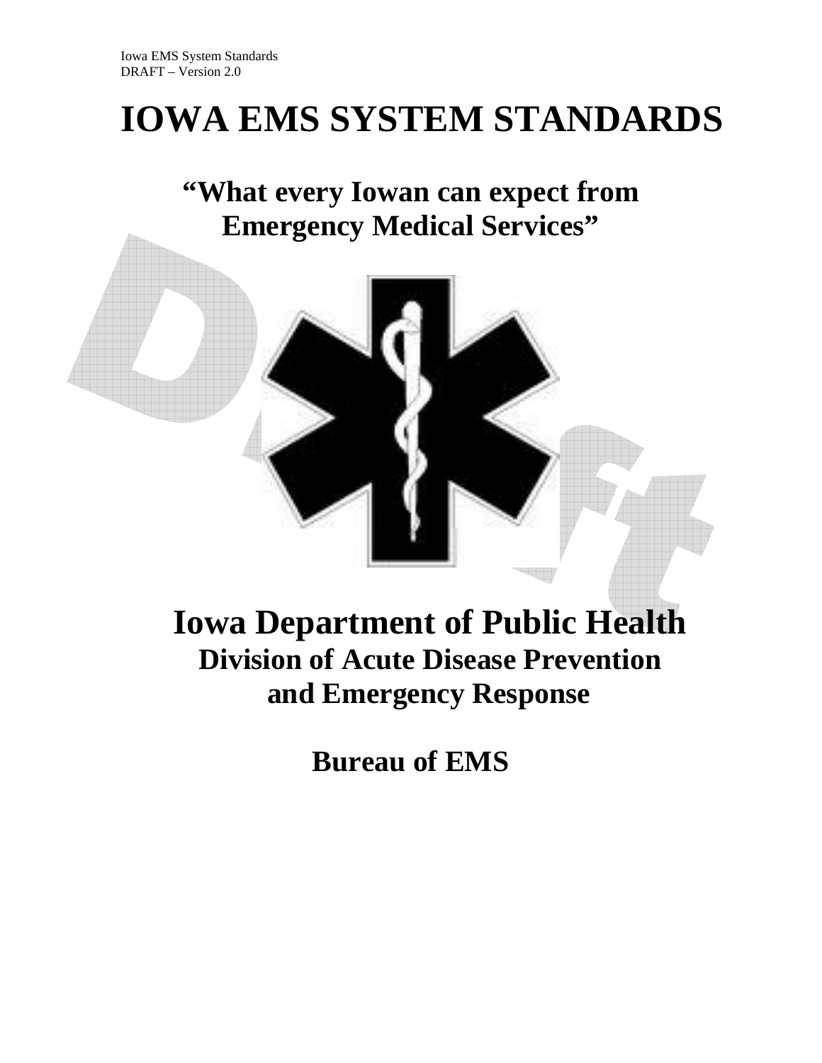# IOWA EMS SYSTEM STANDARDS

## "What every Iowan can expect from Emergency Medical Services"

# Iowa Department of Public Health

## Division of Acute Disease Prevention and Emergency Response

## Bureau of EMS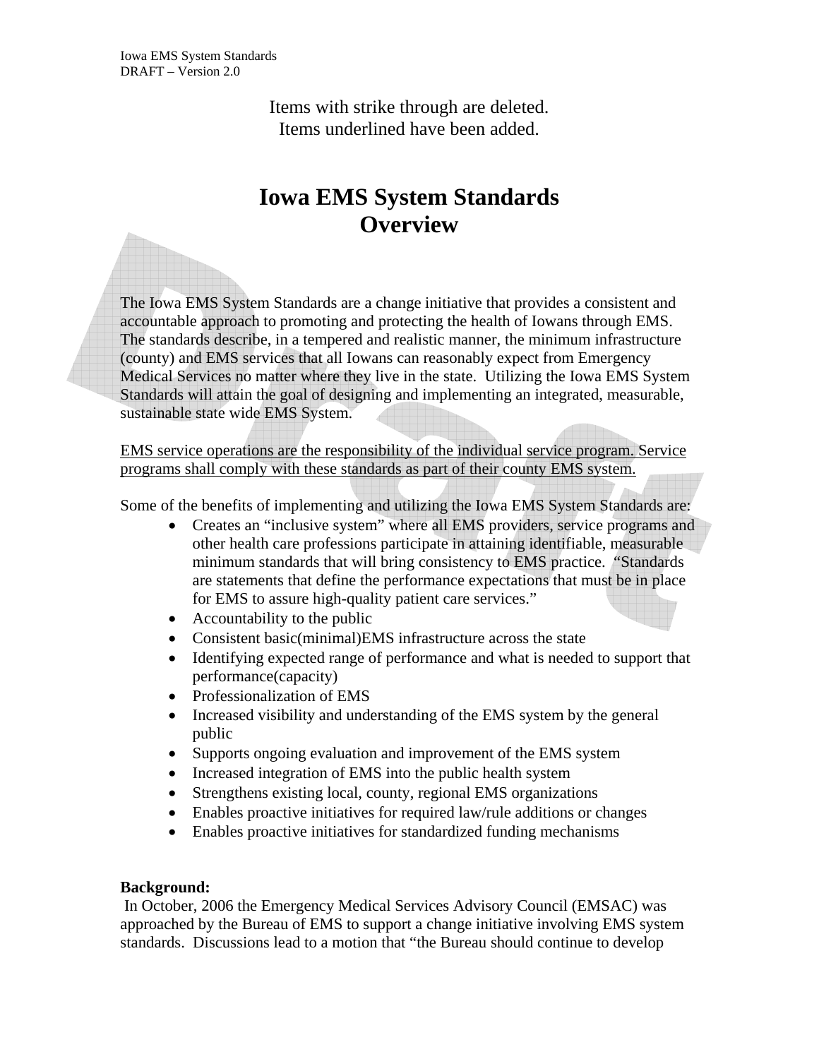Items with strike through are deleted.
Items underlined have been added.

# Iowa EMS System Standards
# Overview

The Iowa EMS System Standards are a change initiative that provides a consistent and accountable approach to promoting and protecting the health of Iowans through EMS. The standards describe, in a tempered and realistic manner, the minimum infrastructure (county) and EMS services that all Iowans can reasonably expect from Emergency Medical Services no matter where they live in the state. Utilizing the Iowa EMS System Standards will attain the goal of designing and implementing an integrated, measurable, sustainable state wide EMS System.

<u>EMS service operations are the responsibility of the individual service program. Service programs shall comply with these standards as part of their county EMS system.</u>

Some of the benefits of implementing and utilizing the Iowa EMS System Standards are:

- Creates an "inclusive system" where all EMS providers, service programs and other health care professions participate in attaining identifiable, measurable minimum standards that will bring consistency to EMS practice. "Standards are statements that define the performance expectations that must be in place for EMS to assure high-quality patient care services."
- Accountability to the public
- Consistent basic(minimal)EMS infrastructure across the state
- Identifying expected range of performance and what is needed to support that performance(capacity)
- Professionalization of EMS
- Increased visibility and understanding of the EMS system by the general public
- Supports ongoing evaluation and improvement of the EMS system
- Increased integration of EMS into the public health system
- Strengthens existing local, county, regional EMS organizations
- Enables proactive initiatives for required law/rule additions or changes
- Enables proactive initiatives for standardized funding mechanisms

**Background:**
In October, 2006 the Emergency Medical Services Advisory Council (EMSAC) was approached by the Bureau of EMS to support a change initiative involving EMS system standards. Discussions lead to a motion that "the Bureau should continue to develop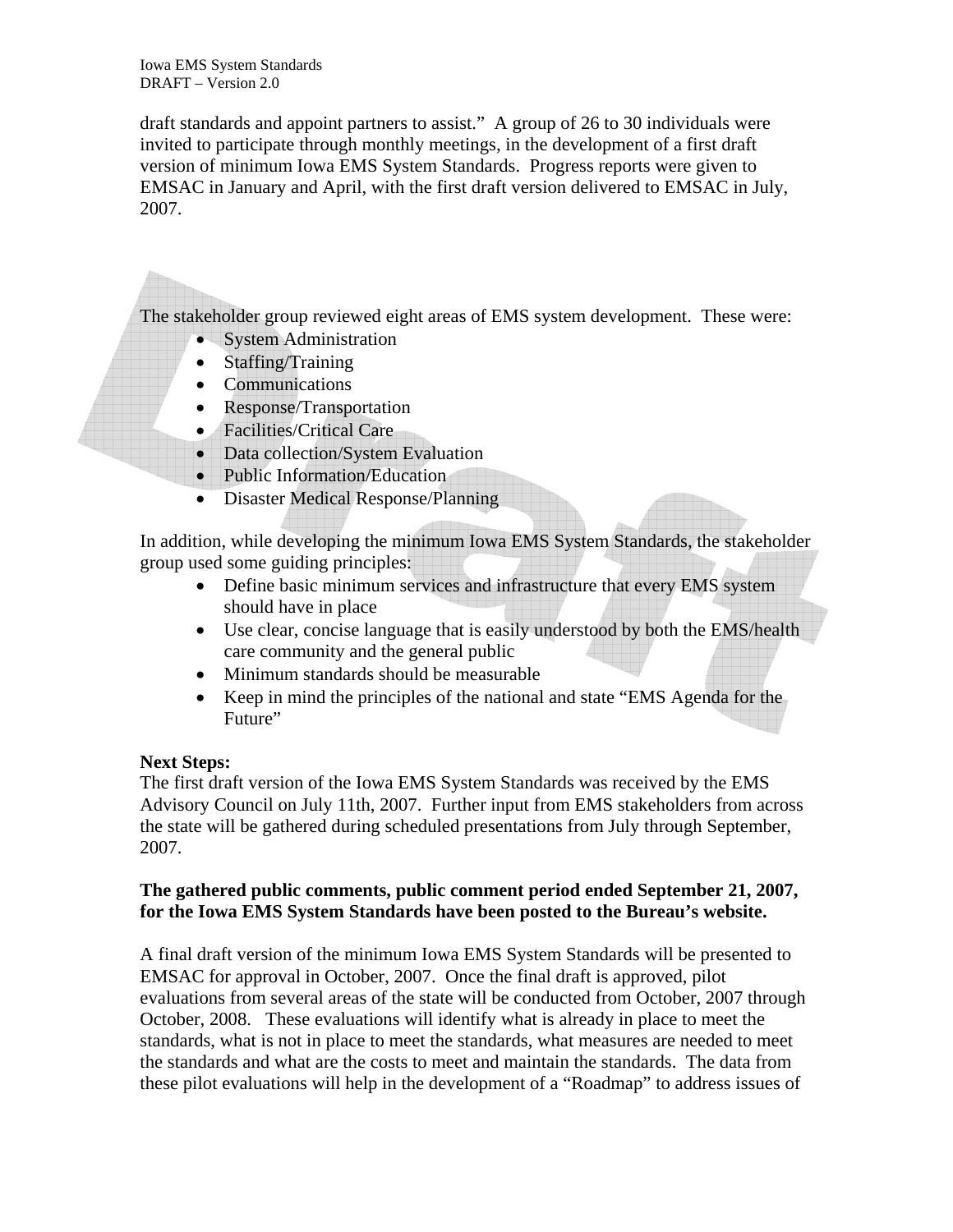draft standards and appoint partners to assist." A group of 26 to 30 individuals were invited to participate through monthly meetings, in the development of a first draft version of minimum Iowa EMS System Standards. Progress reports were given to EMSAC in January and April, with the first draft version delivered to EMSAC in July, 2007.

The stakeholder group reviewed eight areas of EMS system development. These were:

- System Administration
- Staffing/Training
- Communications
- Response/Transportation
- Facilities/Critical Care
- Data collection/System Evaluation
- Public Information/Education
- Disaster Medical Response/Planning

In addition, while developing the minimum Iowa EMS System Standards, the stakeholder group used some guiding principles:

- Define basic minimum services and infrastructure that every EMS system should have in place
- Use clear, concise language that is easily understood by both the EMS/health care community and the general public
- Minimum standards should be measurable
- Keep in mind the principles of the national and state "EMS Agenda for the Future"

**Next Steps:**
The first draft version of the Iowa EMS System Standards was received by the EMS Advisory Council on July 11th, 2007. Further input from EMS stakeholders from across the state will be gathered during scheduled presentations from July through September, 2007.

**The gathered public comments, public comment period ended September 21, 2007, for the Iowa EMS System Standards have been posted to the Bureau's website.**

A final draft version of the minimum Iowa EMS System Standards will be presented to EMSAC for approval in October, 2007. Once the final draft is approved, pilot evaluations from several areas of the state will be conducted from October, 2007 through October, 2008. These evaluations will identify what is already in place to meet the standards, what is not in place to meet the standards, what measures are needed to meet the standards and what are the costs to meet and maintain the standards. The data from these pilot evaluations will help in the development of a "Roadmap" to address issues of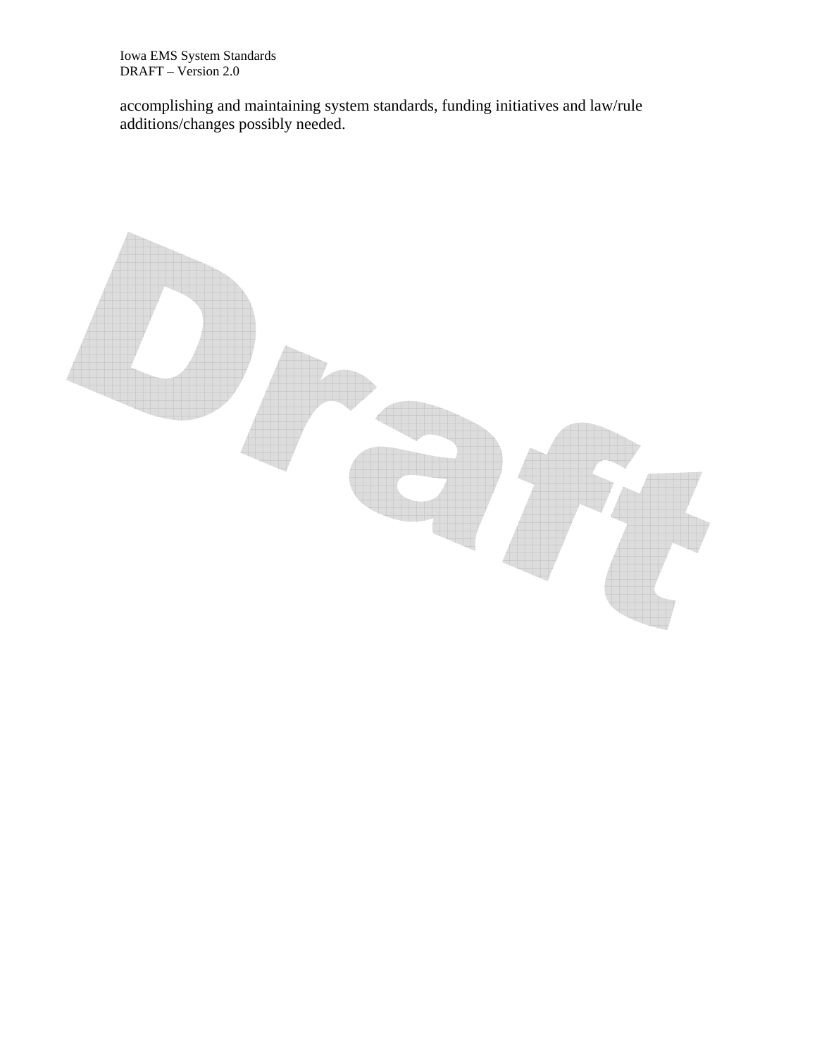accomplishing and maintaining system standards, funding initiatives and law/rule additions/changes possibly needed.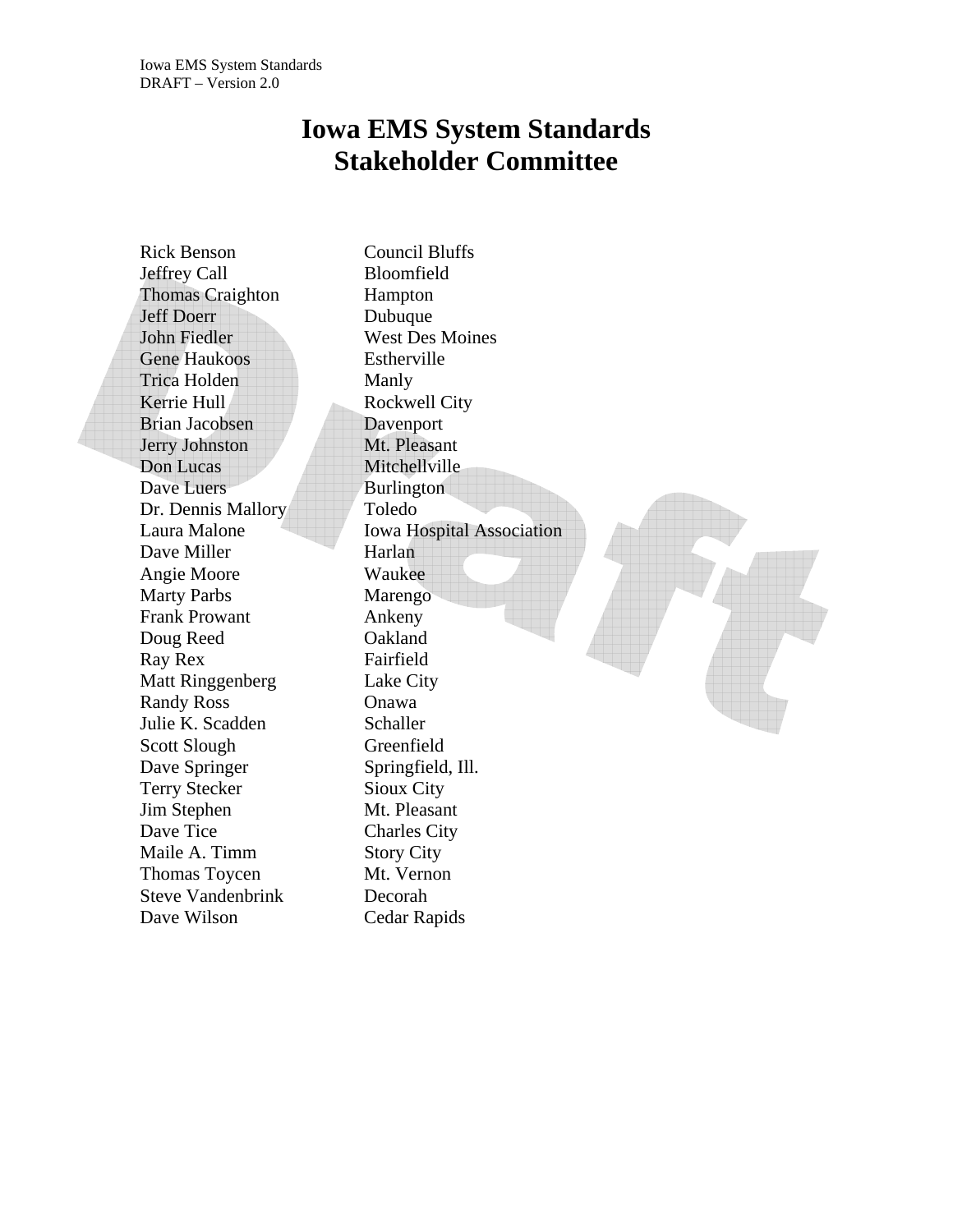# Iowa EMS System Standards Stakeholder Committee

| | |
|---|---|
| Rick Benson | Council Bluffs |
| Jeffrey Call | Bloomfield |
| Thomas Craighton | Hampton |
| Jeff Doerr | Dubuque |
| John Fiedler | West Des Moines |
| Gene Haukoos | Estherville |
| Trica Holden | Manly |
| Kerrie Hull | Rockwell City |
| Brian Jacobsen | Davenport |
| Jerry Johnston | Mt. Pleasant |
| Don Lucas | Mitchellville |
| Dave Luers | Burlington |
| Dr. Dennis Mallory | Toledo |
| Laura Malone | Iowa Hospital Association |
| Dave Miller | Harlan |
| Angie Moore | Waukee |
| Marty Parbs | Marengo |
| Frank Prowant | Ankeny |
| Doug Reed | Oakland |
| Ray Rex | Fairfield |
| Matt Ringgenberg | Lake City |
| Randy Ross | Onawa |
| Julie K. Scadden | Schaller |
| Scott Slough | Greenfield |
| Dave Springer | Springfield, Ill. |
| Terry Stecker | Sioux City |
| Jim Stephen | Mt. Pleasant |
| Dave Tice | Charles City |
| Maile A. Timm | Story City |
| Thomas Toycen | Mt. Vernon |
| Steve Vandenbrink | Decorah |
| Dave Wilson | Cedar Rapids |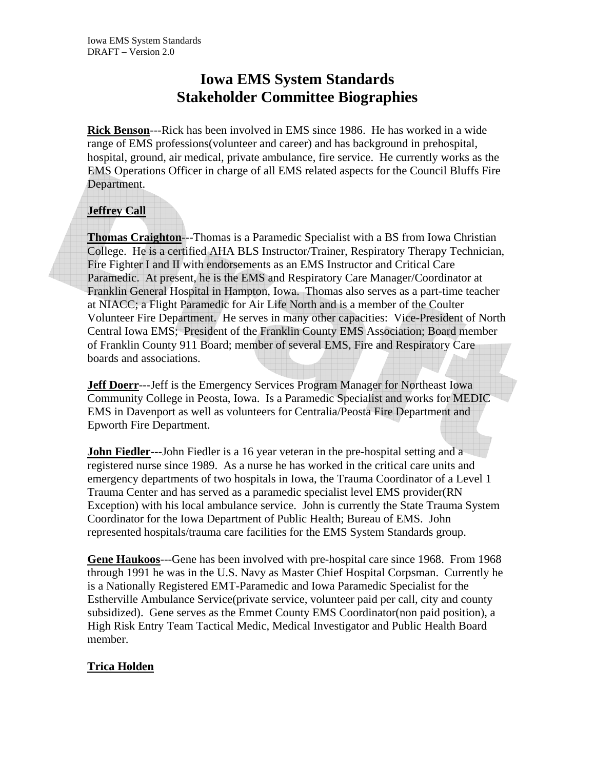# Iowa EMS System Standards Stakeholder Committee Biographies

**Rick Benson**---Rick has been involved in EMS since 1986. He has worked in a wide range of EMS professions(volunteer and career) and has background in prehospital, hospital, ground, air medical, private ambulance, fire service. He currently works as the EMS Operations Officer in charge of all EMS related aspects for the Council Bluffs Fire Department.

**Jeffrey Call**

**Thomas Craighton**---Thomas is a Paramedic Specialist with a BS from Iowa Christian College. He is a certified AHA BLS Instructor/Trainer, Respiratory Therapy Technician, Fire Fighter I and II with endorsements as an EMS Instructor and Critical Care Paramedic. At present, he is the EMS and Respiratory Care Manager/Coordinator at Franklin General Hospital in Hampton, Iowa. Thomas also serves as a part-time teacher at NIACC; a Flight Paramedic for Air Life North and is a member of the Coulter Volunteer Fire Department. He serves in many other capacities: Vice-President of North Central Iowa EMS; President of the Franklin County EMS Association; Board member of Franklin County 911 Board; member of several EMS, Fire and Respiratory Care boards and associations.

**Jeff Doerr**---Jeff is the Emergency Services Program Manager for Northeast Iowa Community College in Peosta, Iowa. Is a Paramedic Specialist and works for MEDIC EMS in Davenport as well as volunteers for Centralia/Peosta Fire Department and Epworth Fire Department.

**John Fiedler**---John Fiedler is a 16 year veteran in the pre-hospital setting and a registered nurse since 1989. As a nurse he has worked in the critical care units and emergency departments of two hospitals in Iowa, the Trauma Coordinator of a Level 1 Trauma Center and has served as a paramedic specialist level EMS provider(RN Exception) with his local ambulance service. John is currently the State Trauma System Coordinator for the Iowa Department of Public Health; Bureau of EMS. John represented hospitals/trauma care facilities for the EMS System Standards group.

**Gene Haukoos**---Gene has been involved with pre-hospital care since 1968. From 1968 through 1991 he was in the U.S. Navy as Master Chief Hospital Corpsman. Currently he is a Nationally Registered EMT-Paramedic and Iowa Paramedic Specialist for the Estherville Ambulance Service(private service, volunteer paid per call, city and county subsidized). Gene serves as the Emmet County EMS Coordinator(non paid position), a High Risk Entry Team Tactical Medic, Medical Investigator and Public Health Board member.

**Trica Holden**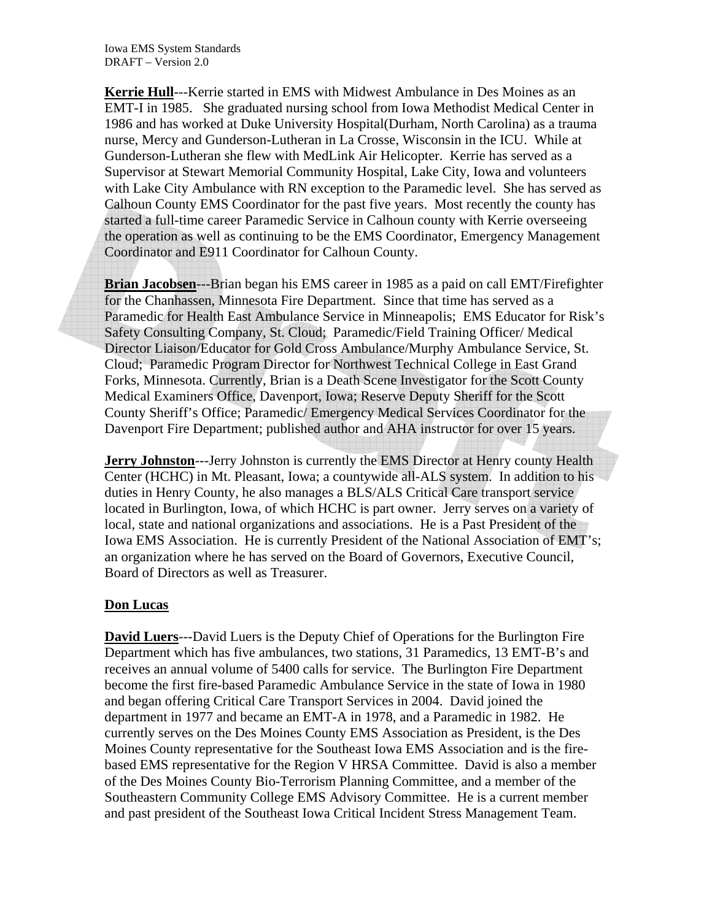**Kerrie Hull**---Kerrie started in EMS with Midwest Ambulance in Des Moines as an EMT-I in 1985. She graduated nursing school from Iowa Methodist Medical Center in 1986 and has worked at Duke University Hospital(Durham, North Carolina) as a trauma nurse, Mercy and Gunderson-Lutheran in La Crosse, Wisconsin in the ICU. While at Gunderson-Lutheran she flew with MedLink Air Helicopter. Kerrie has served as a Supervisor at Stewart Memorial Community Hospital, Lake City, Iowa and volunteers with Lake City Ambulance with RN exception to the Paramedic level. She has served as Calhoun County EMS Coordinator for the past five years. Most recently the county has started a full-time career Paramedic Service in Calhoun county with Kerrie overseeing the operation as well as continuing to be the EMS Coordinator, Emergency Management Coordinator and E911 Coordinator for Calhoun County.

**Brian Jacobsen**---Brian began his EMS career in 1985 as a paid on call EMT/Firefighter for the Chanhassen, Minnesota Fire Department. Since that time has served as a Paramedic for Health East Ambulance Service in Minneapolis; EMS Educator for Risk's Safety Consulting Company, St. Cloud; Paramedic/Field Training Officer/ Medical Director Liaison/Educator for Gold Cross Ambulance/Murphy Ambulance Service, St. Cloud; Paramedic Program Director for Northwest Technical College in East Grand Forks, Minnesota. Currently, Brian is a Death Scene Investigator for the Scott County Medical Examiners Office, Davenport, Iowa; Reserve Deputy Sheriff for the Scott County Sheriff's Office; Paramedic/ Emergency Medical Services Coordinator for the Davenport Fire Department; published author and AHA instructor for over 15 years.

**Jerry Johnston**---Jerry Johnston is currently the EMS Director at Henry county Health Center (HCHC) in Mt. Pleasant, Iowa; a countywide all-ALS system. In addition to his duties in Henry County, he also manages a BLS/ALS Critical Care transport service located in Burlington, Iowa, of which HCHC is part owner. Jerry serves on a variety of local, state and national organizations and associations. He is a Past President of the Iowa EMS Association. He is currently President of the National Association of EMT's; an organization where he has served on the Board of Governors, Executive Council, Board of Directors as well as Treasurer.

**Don Lucas**

**David Luers**---David Luers is the Deputy Chief of Operations for the Burlington Fire Department which has five ambulances, two stations, 31 Paramedics, 13 EMT-B's and receives an annual volume of 5400 calls for service. The Burlington Fire Department become the first fire-based Paramedic Ambulance Service in the state of Iowa in 1980 and began offering Critical Care Transport Services in 2004. David joined the department in 1977 and became an EMT-A in 1978, and a Paramedic in 1982. He currently serves on the Des Moines County EMS Association as President, is the Des Moines County representative for the Southeast Iowa EMS Association and is the fire-based EMS representative for the Region V HRSA Committee. David is also a member of the Des Moines County Bio-Terrorism Planning Committee, and a member of the Southeastern Community College EMS Advisory Committee. He is a current member and past president of the Southeast Iowa Critical Incident Stress Management Team.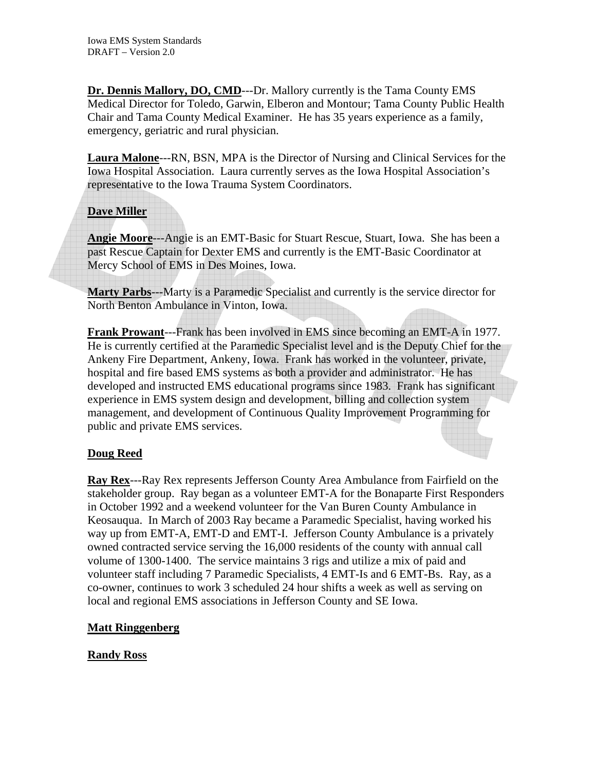**Dr. Dennis Mallory, DO, CMD**---Dr. Mallory currently is the Tama County EMS Medical Director for Toledo, Garwin, Elberon and Montour; Tama County Public Health Chair and Tama County Medical Examiner. He has 35 years experience as a family, emergency, geriatric and rural physician.

**Laura Malone**---RN, BSN, MPA is the Director of Nursing and Clinical Services for the Iowa Hospital Association. Laura currently serves as the Iowa Hospital Association's representative to the Iowa Trauma System Coordinators.

**Dave Miller**

**Angie Moore**---Angie is an EMT-Basic for Stuart Rescue, Stuart, Iowa. She has been a past Rescue Captain for Dexter EMS and currently is the EMT-Basic Coordinator at Mercy School of EMS in Des Moines, Iowa.

**Marty Parbs**---Marty is a Paramedic Specialist and currently is the service director for North Benton Ambulance in Vinton, Iowa.

**Frank Prowant**---Frank has been involved in EMS since becoming an EMT-A in 1977. He is currently certified at the Paramedic Specialist level and is the Deputy Chief for the Ankeny Fire Department, Ankeny, Iowa. Frank has worked in the volunteer, private, hospital and fire based EMS systems as both a provider and administrator. He has developed and instructed EMS educational programs since 1983. Frank has significant experience in EMS system design and development, billing and collection system management, and development of Continuous Quality Improvement Programming for public and private EMS services.

**Doug Reed**

**Ray Rex**---Ray Rex represents Jefferson County Area Ambulance from Fairfield on the stakeholder group. Ray began as a volunteer EMT-A for the Bonaparte First Responders in October 1992 and a weekend volunteer for the Van Buren County Ambulance in Keosauqua. In March of 2003 Ray became a Paramedic Specialist, having worked his way up from EMT-A, EMT-D and EMT-I. Jefferson County Ambulance is a privately owned contracted service serving the 16,000 residents of the county with annual call volume of 1300-1400. The service maintains 3 rigs and utilize a mix of paid and volunteer staff including 7 Paramedic Specialists, 4 EMT-Is and 6 EMT-Bs. Ray, as a co-owner, continues to work 3 scheduled 24 hour shifts a week as well as serving on local and regional EMS associations in Jefferson County and SE Iowa.

**Matt Ringgenberg**

**Randy Ross**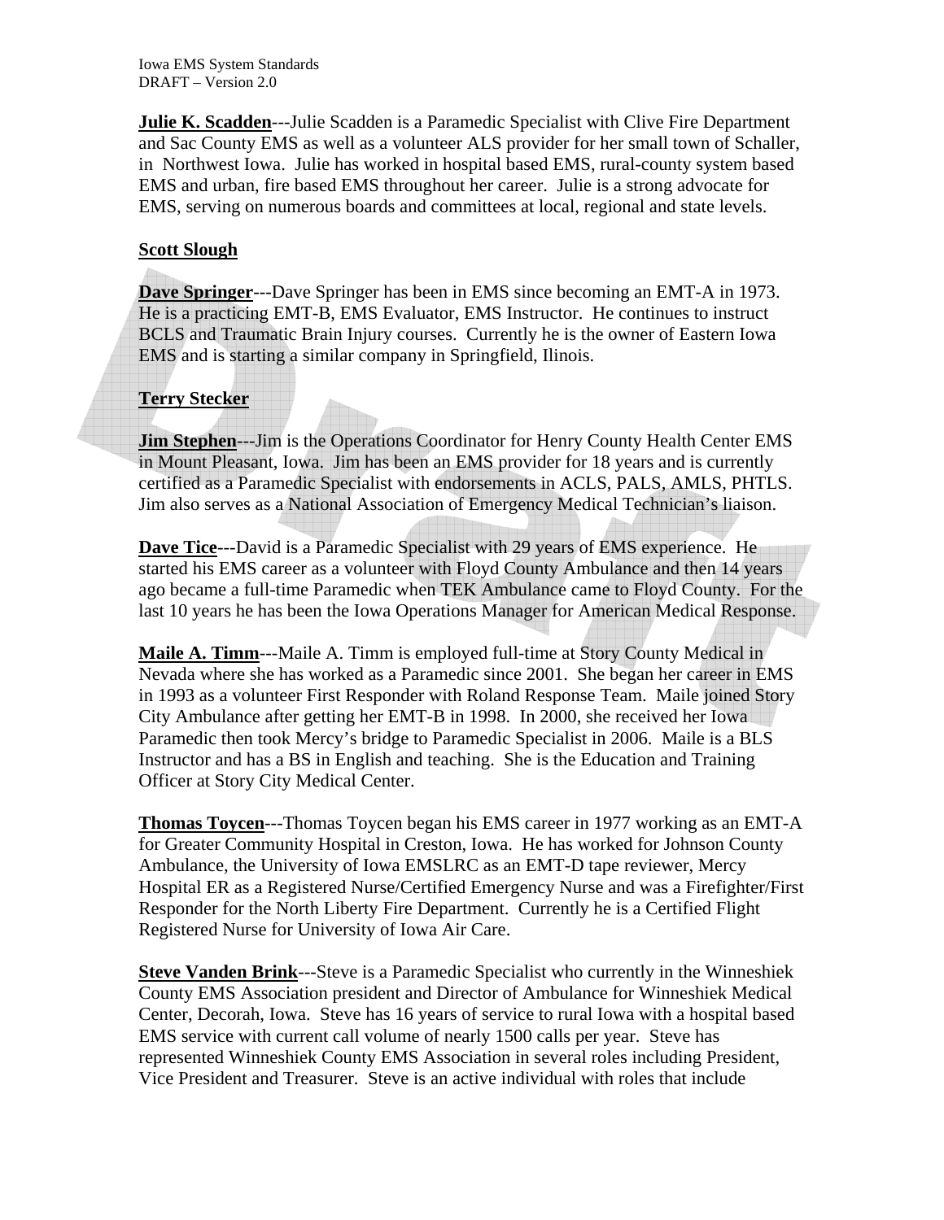**Julie K. Scadden**---Julie Scadden is a Paramedic Specialist with Clive Fire Department and Sac County EMS as well as a volunteer ALS provider for her small town of Schaller, in Northwest Iowa. Julie has worked in hospital based EMS, rural-county system based EMS and urban, fire based EMS throughout her career. Julie is a strong advocate for EMS, serving on numerous boards and committees at local, regional and state levels.

**Scott Slough**

**Dave Springer**---Dave Springer has been in EMS since becoming an EMT-A in 1973. He is a practicing EMT-B, EMS Evaluator, EMS Instructor. He continues to instruct BCLS and Traumatic Brain Injury courses. Currently he is the owner of Eastern Iowa EMS and is starting a similar company in Springfield, Ilinois.

**Terry Stecker**

**Jim Stephen**---Jim is the Operations Coordinator for Henry County Health Center EMS in Mount Pleasant, Iowa. Jim has been an EMS provider for 18 years and is currently certified as a Paramedic Specialist with endorsements in ACLS, PALS, AMLS, PHTLS. Jim also serves as a National Association of Emergency Medical Technician's liaison.

**Dave Tice**---David is a Paramedic Specialist with 29 years of EMS experience. He started his EMS career as a volunteer with Floyd County Ambulance and then 14 years ago became a full-time Paramedic when TEK Ambulance came to Floyd County. For the last 10 years he has been the Iowa Operations Manager for American Medical Response.

**Maile A. Timm**---Maile A. Timm is employed full-time at Story County Medical in Nevada where she has worked as a Paramedic since 2001. She began her career in EMS in 1993 as a volunteer First Responder with Roland Response Team. Maile joined Story City Ambulance after getting her EMT-B in 1998. In 2000, she received her Iowa Paramedic then took Mercy's bridge to Paramedic Specialist in 2006. Maile is a BLS Instructor and has a BS in English and teaching. She is the Education and Training Officer at Story City Medical Center.

**Thomas Toycen**---Thomas Toycen began his EMS career in 1977 working as an EMT-A for Greater Community Hospital in Creston, Iowa. He has worked for Johnson County Ambulance, the University of Iowa EMSLRC as an EMT-D tape reviewer, Mercy Hospital ER as a Registered Nurse/Certified Emergency Nurse and was a Firefighter/First Responder for the North Liberty Fire Department. Currently he is a Certified Flight Registered Nurse for University of Iowa Air Care.

**Steve Vanden Brink**---Steve is a Paramedic Specialist who currently in the Winneshiek County EMS Association president and Director of Ambulance for Winneshiek Medical Center, Decorah, Iowa. Steve has 16 years of service to rural Iowa with a hospital based EMS service with current call volume of nearly 1500 calls per year. Steve has represented Winneshiek County EMS Association in several roles including President, Vice President and Treasurer. Steve is an active individual with roles that include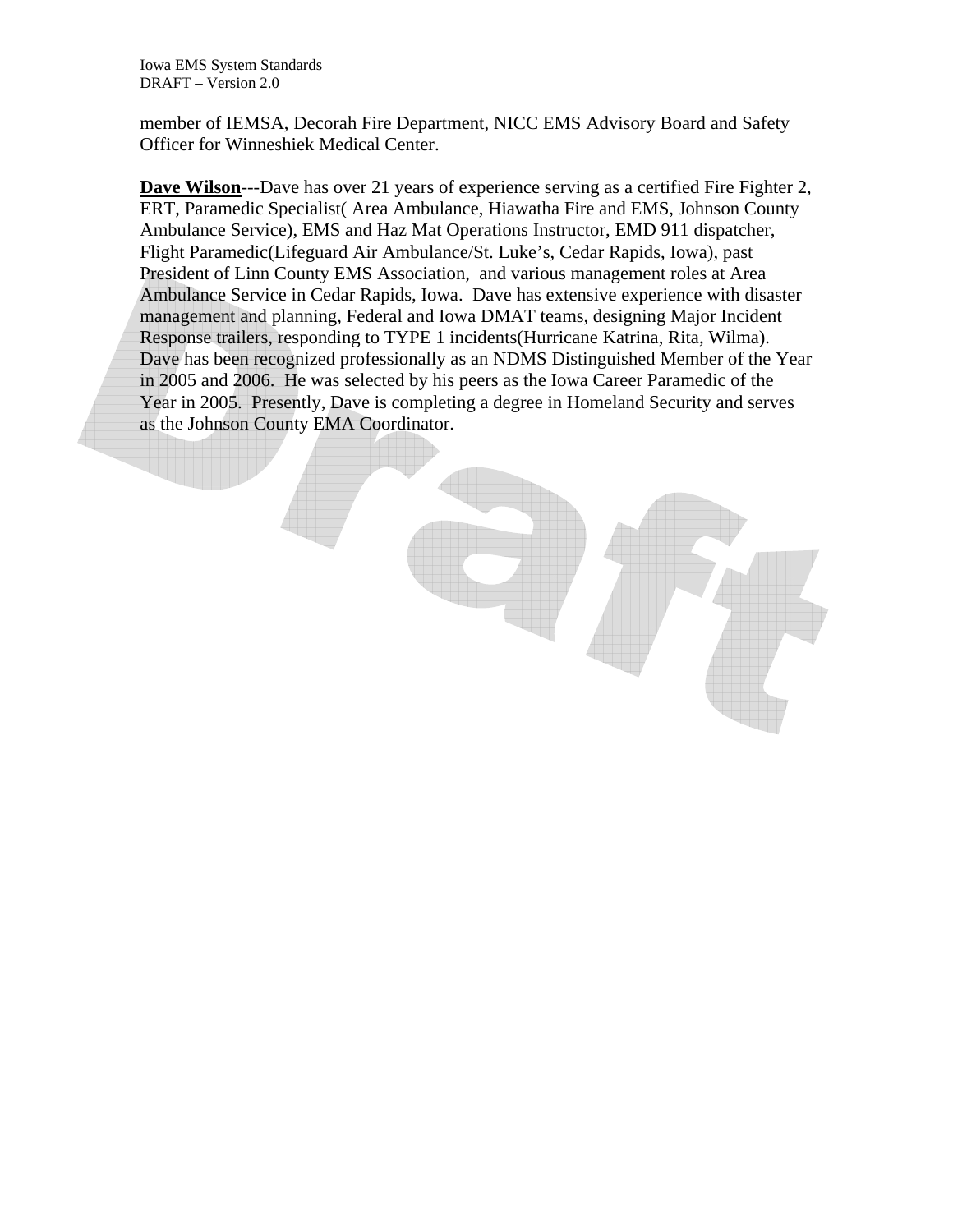member of IEMSA, Decorah Fire Department, NICC EMS Advisory Board and Safety Officer for Winneshiek Medical Center.

**Dave Wilson**---Dave has over 21 years of experience serving as a certified Fire Fighter 2, ERT, Paramedic Specialist( Area Ambulance, Hiawatha Fire and EMS, Johnson County Ambulance Service), EMS and Haz Mat Operations Instructor, EMD 911 dispatcher, Flight Paramedic(Lifeguard Air Ambulance/St. Luke's, Cedar Rapids, Iowa), past President of Linn County EMS Association, and various management roles at Area Ambulance Service in Cedar Rapids, Iowa. Dave has extensive experience with disaster management and planning, Federal and Iowa DMAT teams, designing Major Incident Response trailers, responding to TYPE 1 incidents(Hurricane Katrina, Rita, Wilma). Dave has been recognized professionally as an NDMS Distinguished Member of the Year in 2005 and 2006. He was selected by his peers as the Iowa Career Paramedic of the Year in 2005. Presently, Dave is completing a degree in Homeland Security and serves as the Johnson County EMA Coordinator.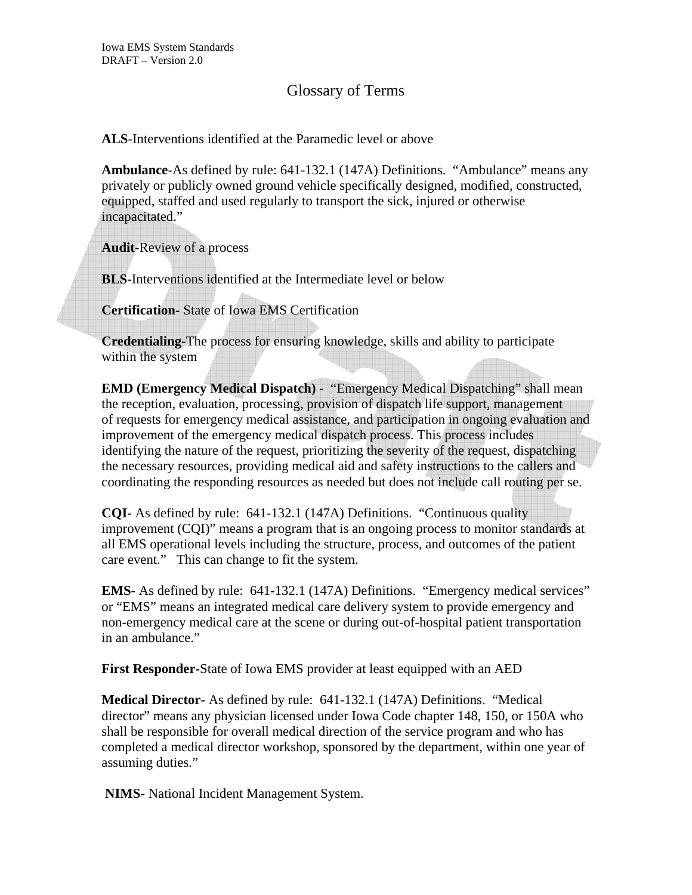# Glossary of Terms

**ALS**-Interventions identified at the Paramedic level or above

**Ambulance**-As defined by rule: 641-132.1 (147A) Definitions. "Ambulance" means any privately or publicly owned ground vehicle specifically designed, modified, constructed, equipped, staffed and used regularly to transport the sick, injured or otherwise incapacitated."

**Audit**-Review of a process

**BLS**-Interventions identified at the Intermediate level or below

**Certification**- State of Iowa EMS Certification

**Credentialing**-The process for ensuring knowledge, skills and ability to participate within the system

**EMD (Emergency Medical Dispatch) -** "Emergency Medical Dispatching" shall mean the reception, evaluation, processing, provision of dispatch life support, management of requests for emergency medical assistance, and participation in ongoing evaluation and improvement of the emergency medical dispatch process. This process includes identifying the nature of the request, prioritizing the severity of the request, dispatching the necessary resources, providing medical aid and safety instructions to the callers and coordinating the responding resources as needed but does not include call routing per se.

**CQI**- As defined by rule: 641-132.1 (147A) Definitions. "Continuous quality improvement (CQI)" means a program that is an ongoing process to monitor standards at all EMS operational levels including the structure, process, and outcomes of the patient care event." This can change to fit the system.

**EMS**- As defined by rule: 641-132.1 (147A) Definitions. "Emergency medical services" or "EMS" means an integrated medical care delivery system to provide emergency and non-emergency medical care at the scene or during out-of-hospital patient transportation in an ambulance."

**First Responder**-State of Iowa EMS provider at least equipped with an AED

**Medical Director**- As defined by rule: 641-132.1 (147A) Definitions. "Medical director" means any physician licensed under Iowa Code chapter 148, 150, or 150A who shall be responsible for overall medical direction of the service program and who has completed a medical director workshop, sponsored by the department, within one year of assuming duties."

**NIMS**- National Incident Management System.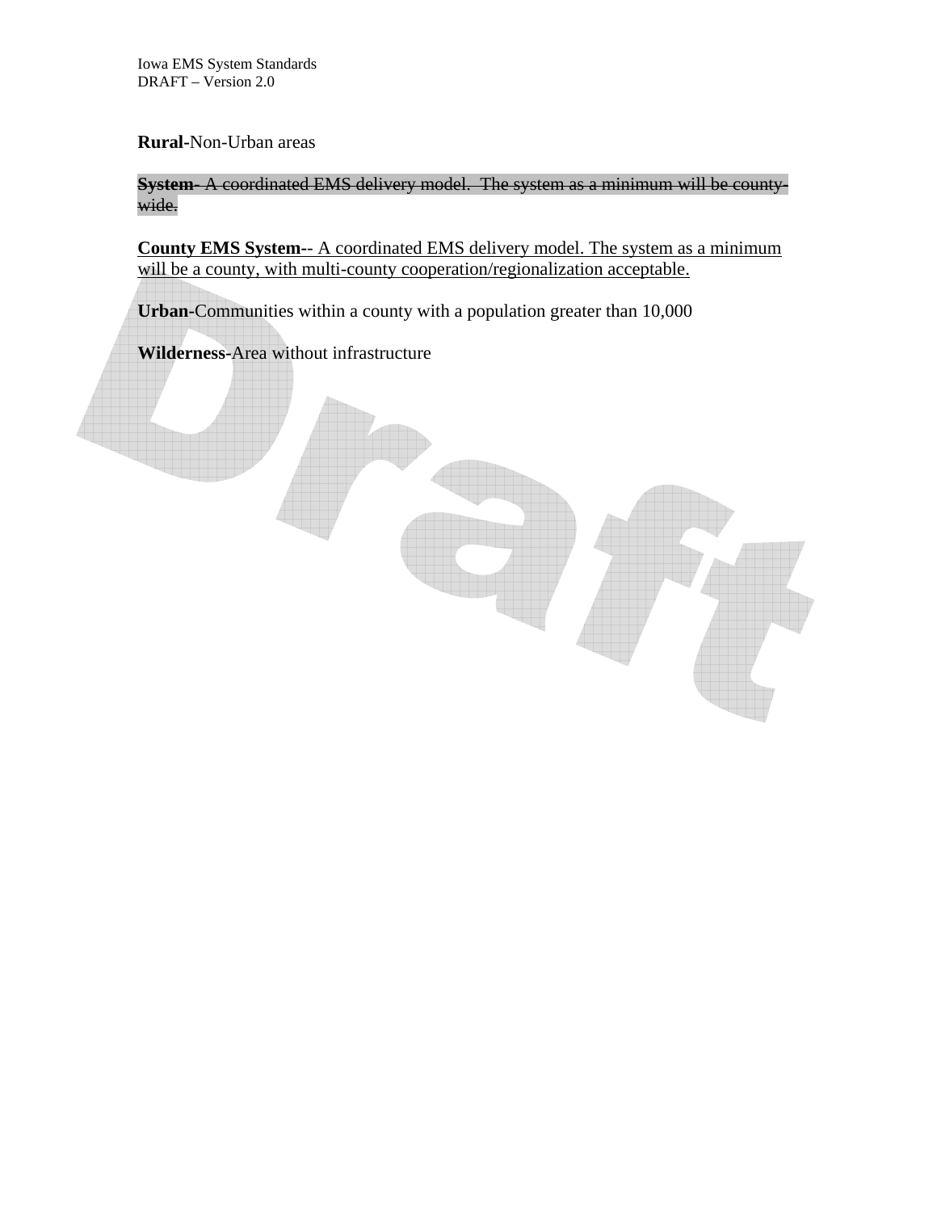**Rural**-Non-Urban areas

~~**System**- A coordinated EMS delivery model.  The system as a minimum will be county-wide.~~

<u>**County EMS System**-- A coordinated EMS delivery model. The system as a minimum will be a county, with multi-county cooperation/regionalization acceptable.</u>

**Urban**-Communities within a county with a population greater than 10,000

**Wilderness**-Area without infrastructure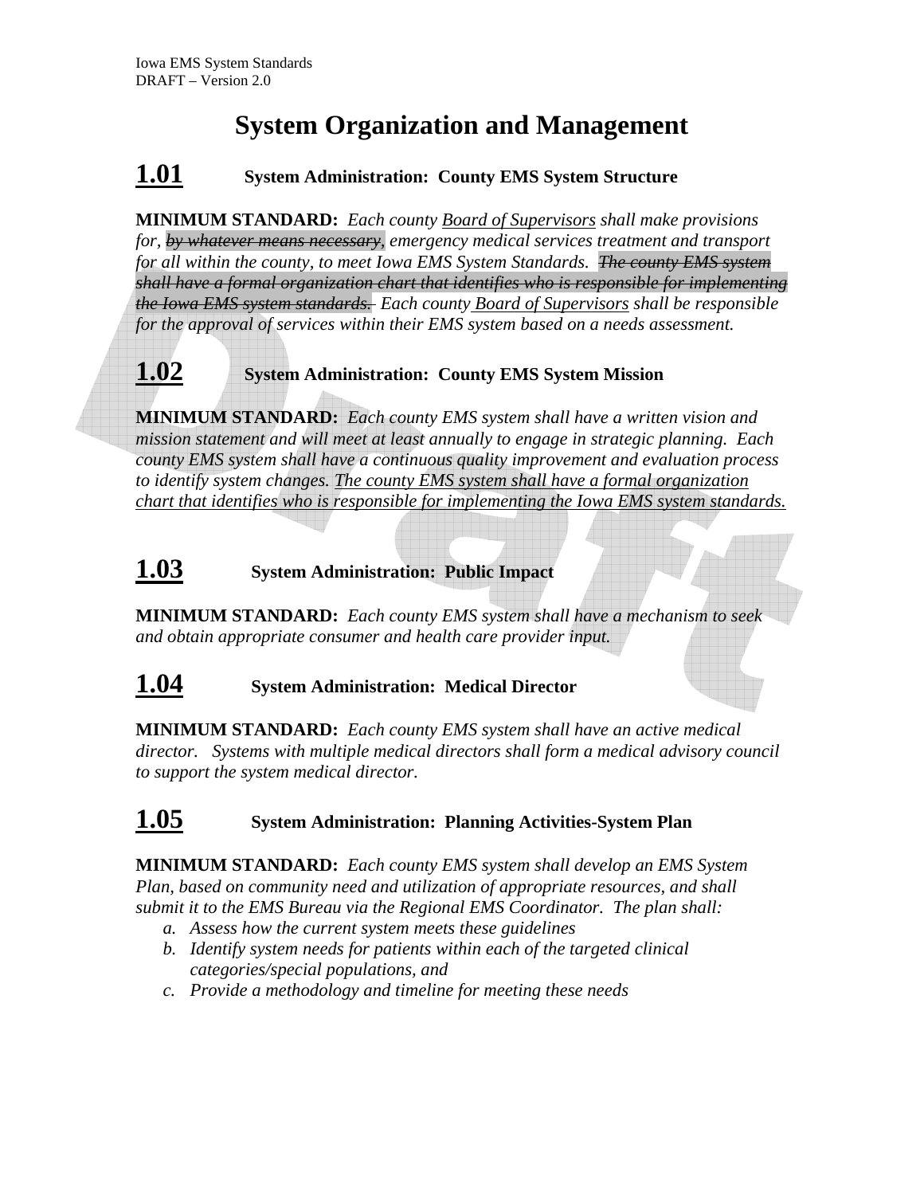# System Organization and Management

## 1.01 System Administration: County EMS System Structure

**MINIMUM STANDARD:** *Each county <u>Board of Supervisors</u> shall make provisions for, ~~by whatever means necessary~~, emergency medical services treatment and transport for all within the county, to meet Iowa EMS System Standards. ~~The county EMS system shall have a formal organization chart that identifies who is responsible for implementing the Iowa EMS system standards.~~ Each county <u>Board of Supervisors</u> shall be responsible for the approval of services within their EMS system based on a needs assessment.*

## 1.02 System Administration: County EMS System Mission

**MINIMUM STANDARD:** *Each county EMS system shall have a written vision and mission statement and will meet at least annually to engage in strategic planning. Each county EMS system shall have a continuous quality improvement and evaluation process to identify system changes. <u>The county EMS system shall have a formal organization chart that identifies who is responsible for implementing the Iowa EMS system standards.</u>*

## 1.03 System Administration: Public Impact

**MINIMUM STANDARD:** *Each county EMS system shall have a mechanism to seek and obtain appropriate consumer and health care provider input.*

## 1.04 System Administration: Medical Director

**MINIMUM STANDARD:** *Each county EMS system shall have an active medical director. Systems with multiple medical directors shall form a medical advisory council to support the system medical director.*

## 1.05 System Administration: Planning Activities-System Plan

**MINIMUM STANDARD:** *Each county EMS system shall develop an EMS System Plan, based on community need and utilization of appropriate resources, and shall submit it to the EMS Bureau via the Regional EMS Coordinator. The plan shall:*

a. *Assess how the current system meets these guidelines*
b. *Identify system needs for patients within each of the targeted clinical categories/special populations, and*
c. *Provide a methodology and timeline for meeting these needs*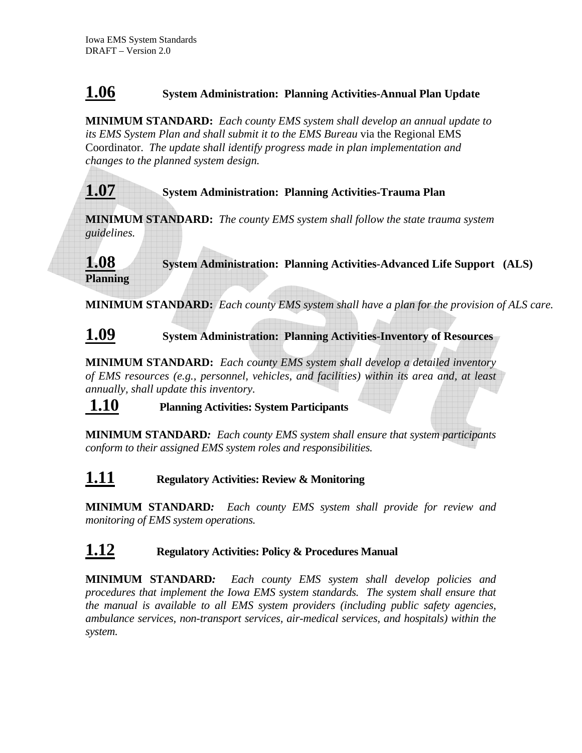## 1.06 System Administration: Planning Activities-Annual Plan Update

**MINIMUM STANDARD:** *Each county EMS system shall develop an annual update to its EMS System Plan and shall submit it to the EMS Bureau* via the Regional EMS Coordinator. *The update shall identify progress made in plan implementation and changes to the planned system design.*

## 1.07 System Administration: Planning Activities-Trauma Plan

**MINIMUM STANDARD:** *The county EMS system shall follow the state trauma system guidelines.*

## 1.08 System Administration: Planning Activities-Advanced Life Support (ALS) Planning

**MINIMUM STANDARD:** *Each county EMS system shall have a plan for the provision of ALS care.*

## 1.09 System Administration: Planning Activities-Inventory of Resources

**MINIMUM STANDARD:** *Each county EMS system shall develop a detailed inventory of EMS resources (e.g., personnel, vehicles, and facilities) within its area and, at least annually, shall update this inventory.*

## 1.10 Planning Activities: System Participants

**MINIMUM STANDARD:** *Each county EMS system shall ensure that system participants conform to their assigned EMS system roles and responsibilities.*

## 1.11 Regulatory Activities: Review & Monitoring

**MINIMUM STANDARD:** *Each county EMS system shall provide for review and monitoring of EMS system operations.*

## 1.12 Regulatory Activities: Policy & Procedures Manual

**MINIMUM STANDARD:** *Each county EMS system shall develop policies and procedures that implement the Iowa EMS system standards. The system shall ensure that the manual is available to all EMS system providers (including public safety agencies, ambulance services, non-transport services, air-medical services, and hospitals) within the system.*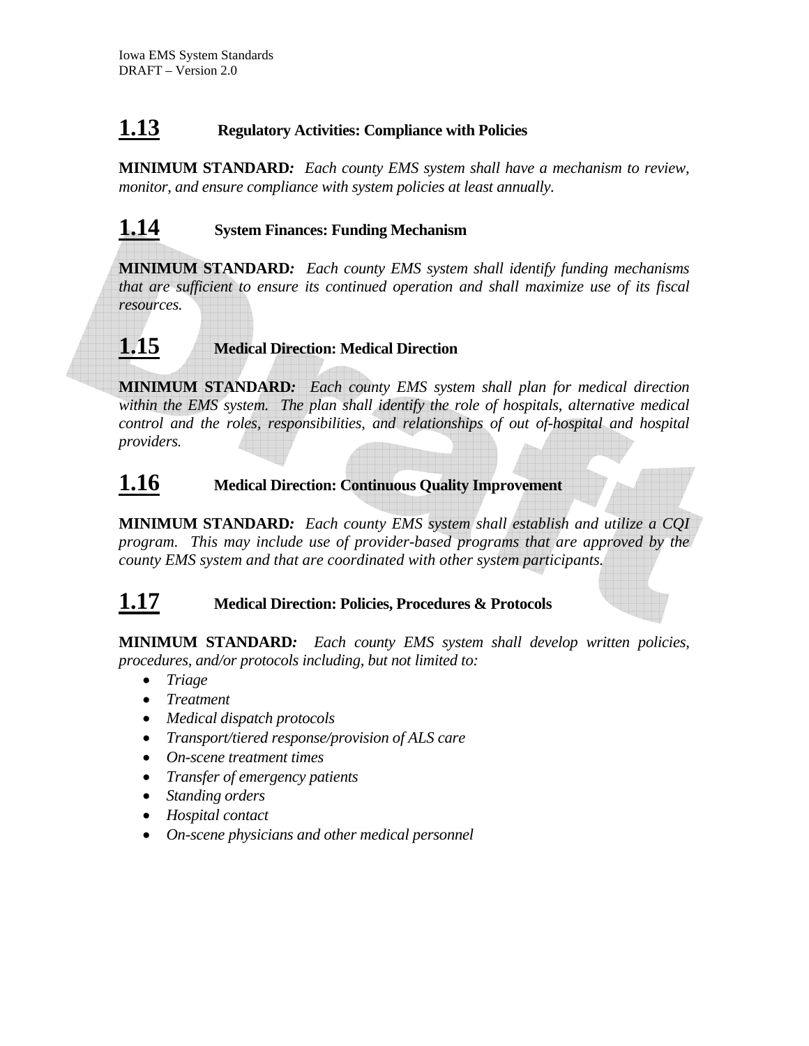## 1.13 Regulatory Activities: Compliance with Policies

**MINIMUM STANDARD:** *Each county EMS system shall have a mechanism to review, monitor, and ensure compliance with system policies at least annually.*

## 1.14 System Finances: Funding Mechanism

**MINIMUM STANDARD:** *Each county EMS system shall identify funding mechanisms that are sufficient to ensure its continued operation and shall maximize use of its fiscal resources.*

## 1.15 Medical Direction: Medical Direction

**MINIMUM STANDARD:** *Each county EMS system shall plan for medical direction within the EMS system. The plan shall identify the role of hospitals, alternative medical control and the roles, responsibilities, and relationships of out of-hospital and hospital providers.*

## 1.16 Medical Direction: Continuous Quality Improvement

**MINIMUM STANDARD:** *Each county EMS system shall establish and utilize a CQI program. This may include use of provider-based programs that are approved by the county EMS system and that are coordinated with other system participants.*

## 1.17 Medical Direction: Policies, Procedures & Protocols

**MINIMUM STANDARD:** *Each county EMS system shall develop written policies, procedures, and/or protocols including, but not limited to:*

- *Triage*
- *Treatment*
- *Medical dispatch protocols*
- *Transport/tiered response/provision of ALS care*
- *On-scene treatment times*
- *Transfer of emergency patients*
- *Standing orders*
- *Hospital contact*
- *On-scene physicians and other medical personnel*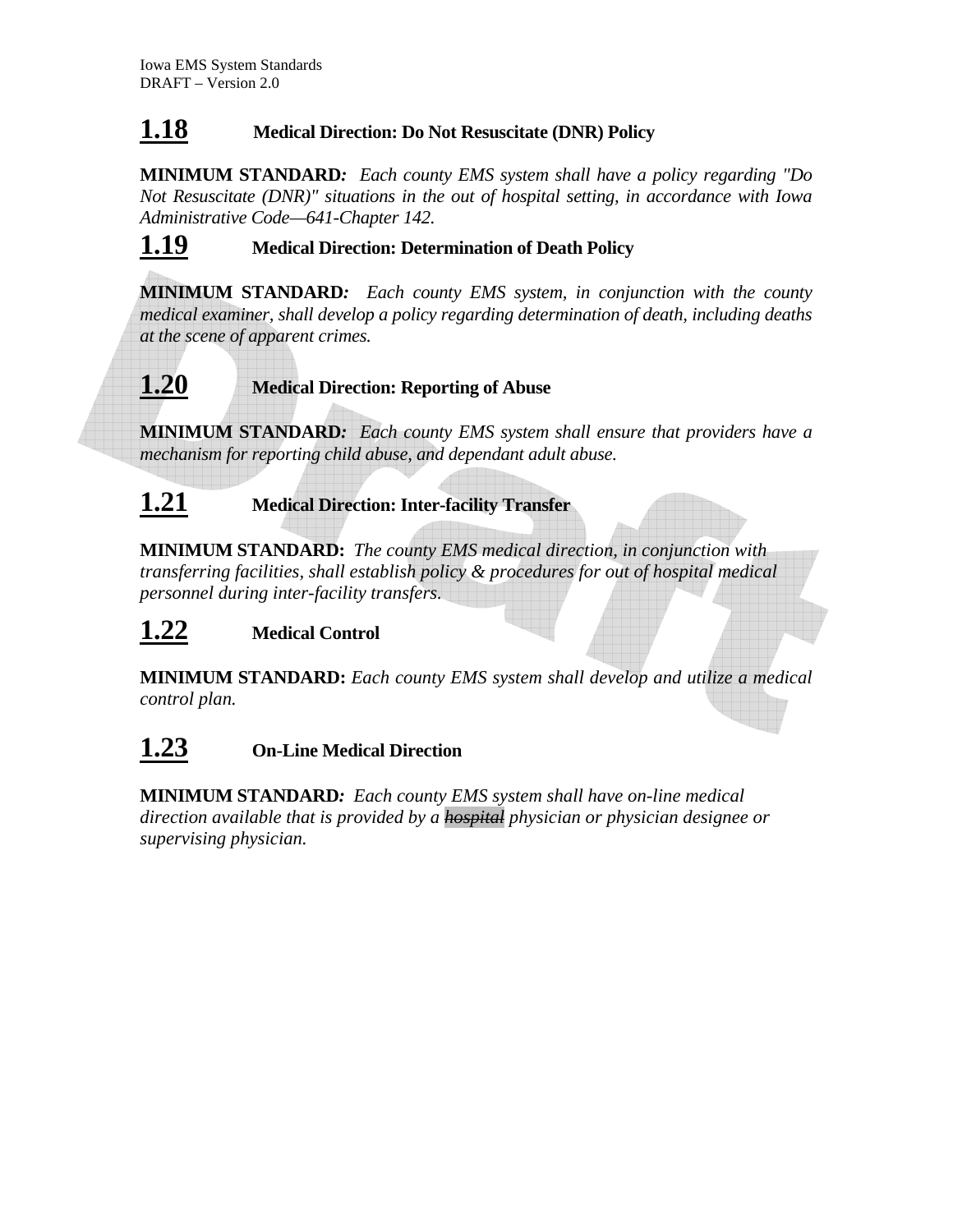## 1.18 Medical Direction: Do Not Resuscitate (DNR) Policy

**MINIMUM STANDARD***:* *Each county EMS system shall have a policy regarding "Do Not Resuscitate (DNR)" situations in the out of hospital setting, in accordance with Iowa Administrative Code—641-Chapter 142.*

## 1.19 Medical Direction: Determination of Death Policy

**MINIMUM STANDARD***:* *Each county EMS system, in conjunction with the county medical examiner, shall develop a policy regarding determination of death, including deaths at the scene of apparent crimes.*

## 1.20 Medical Direction: Reporting of Abuse

**MINIMUM STANDARD***:* *Each county EMS system shall ensure that providers have a mechanism for reporting child abuse, and dependant adult abuse.*

## 1.21 Medical Direction: Inter-facility Transfer

**MINIMUM STANDARD:** *The county EMS medical direction, in conjunction with transferring facilities, shall establish policy & procedures for out of hospital medical personnel during inter-facility transfers.*

## 1.22 Medical Control

**MINIMUM STANDARD:** *Each county EMS system shall develop and utilize a medical control plan.*

## 1.23 On-Line Medical Direction

**MINIMUM STANDARD***:* *Each county EMS system shall have on-line medical direction available that is provided by a ~~hospital~~ physician or physician designee or supervising physician.*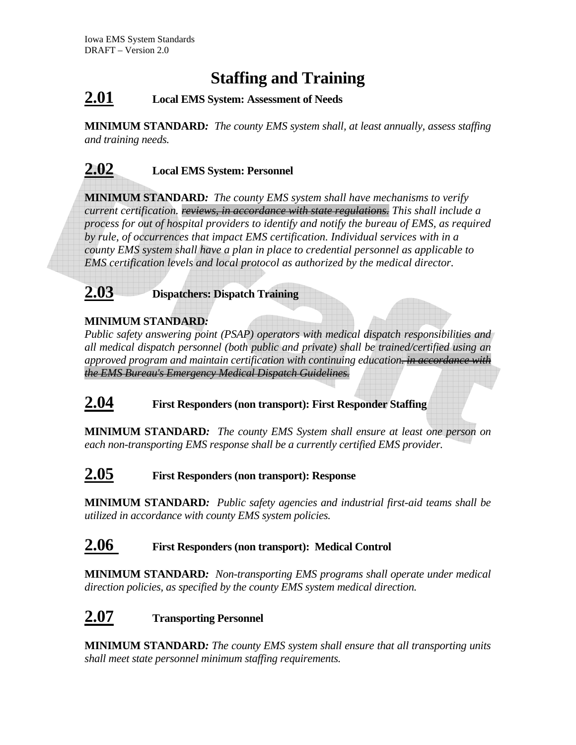# Staffing and Training

## 2.01 Local EMS System: Assessment of Needs

**MINIMUM STANDARD:** *The county EMS system shall, at least annually, assess staffing and training needs.*

## 2.02 Local EMS System: Personnel

**MINIMUM STANDARD:** *The county EMS system shall have mechanisms to verify current certification. ~~reviews, in accordance with state regulations.~~ This shall include a process for out of hospital providers to identify and notify the bureau of EMS, as required by rule, of occurrences that impact EMS certification. Individual services with in a county EMS system shall have a plan in place to credential personnel as applicable to EMS certification levels and local protocol as authorized by the medical director.*

## 2.03 Dispatchers: Dispatch Training

**MINIMUM STANDARD:**
*Public safety answering point (PSAP) operators with medical dispatch responsibilities and all medical dispatch personnel (both public and private) shall be trained/certified using an approved program and maintain certification with continuing education~~. in accordance with the EMS Bureau's Emergency Medical Dispatch Guidelines.~~*

## 2.04 First Responders (non transport): First Responder Staffing

**MINIMUM STANDARD:** *The county EMS System shall ensure at least one person on each non-transporting EMS response shall be a currently certified EMS provider.*

## 2.05 First Responders (non transport): Response

**MINIMUM STANDARD:** *Public safety agencies and industrial first-aid teams shall be utilized in accordance with county EMS system policies.*

## 2.06 First Responders (non transport): Medical Control

**MINIMUM STANDARD:** *Non-transporting EMS programs shall operate under medical direction policies, as specified by the county EMS system medical direction.*

## 2.07 Transporting Personnel

**MINIMUM STANDARD:** *The county EMS system shall ensure that all transporting units shall meet state personnel minimum staffing requirements.*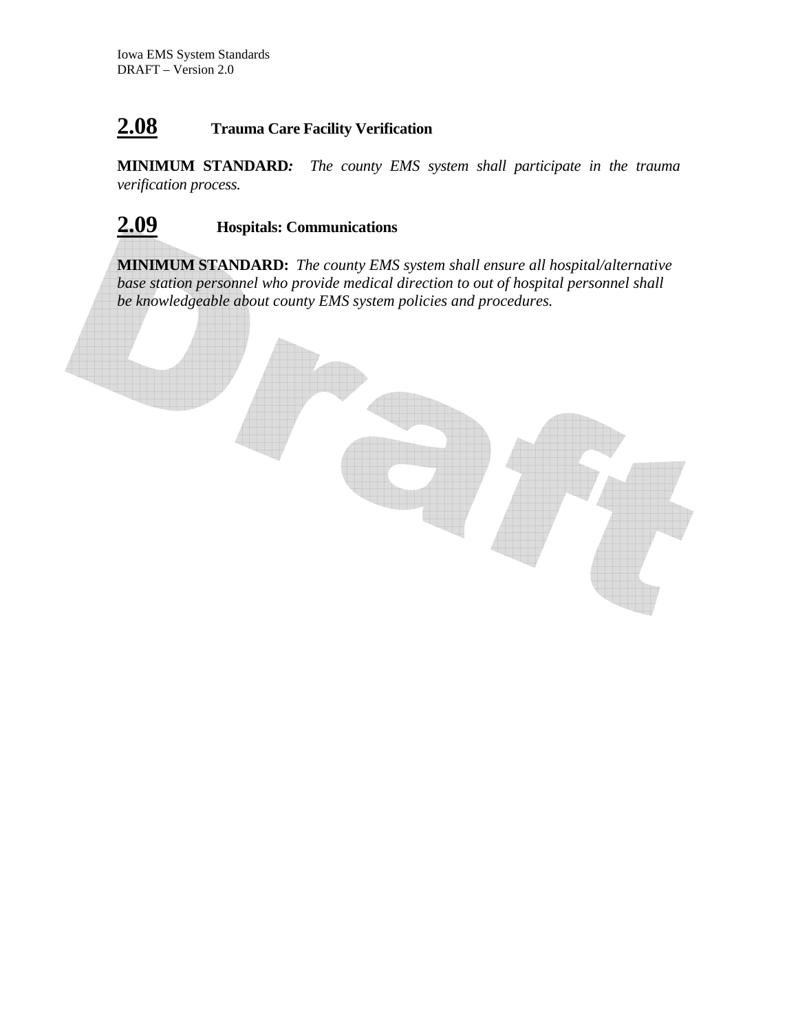## 2.08 Trauma Care Facility Verification

**MINIMUM STANDARD***:* *The county EMS system shall participate in the trauma verification process.*

## 2.09 Hospitals: Communications

**MINIMUM STANDARD:** *The county EMS system shall ensure all hospital/alternative base station personnel who provide medical direction to out of hospital personnel shall be knowledgeable about county EMS system policies and procedures.*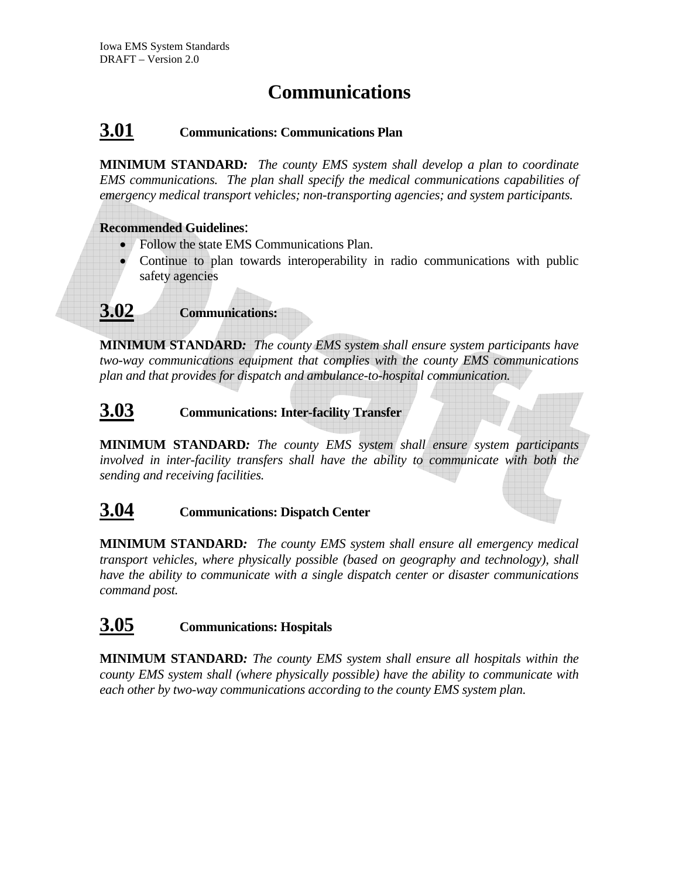# Communications

## 3.01 Communications: Communications Plan

**MINIMUM STANDARD***:* *The county EMS system shall develop a plan to coordinate EMS communications. The plan shall specify the medical communications capabilities of emergency medical transport vehicles; non-transporting agencies; and system participants.*

**Recommended Guidelines**:

- Follow the state EMS Communications Plan.
- Continue to plan towards interoperability in radio communications with public safety agencies

## 3.02 Communications:

**MINIMUM STANDARD***:* *The county EMS system shall ensure system participants have two-way communications equipment that complies with the county EMS communications plan and that provides for dispatch and ambulance-to-hospital communication.*

## 3.03 Communications: Inter-facility Transfer

**MINIMUM STANDARD***:* *The county EMS system shall ensure system participants involved in inter-facility transfers shall have the ability to communicate with both the sending and receiving facilities.*

## 3.04 Communications: Dispatch Center

**MINIMUM STANDARD***:* *The county EMS system shall ensure all emergency medical transport vehicles, where physically possible (based on geography and technology), shall have the ability to communicate with a single dispatch center or disaster communications command post.*

## 3.05 Communications: Hospitals

**MINIMUM STANDARD***:* *The county EMS system shall ensure all hospitals within the county EMS system shall (where physically possible) have the ability to communicate with each other by two-way communications according to the county EMS system plan.*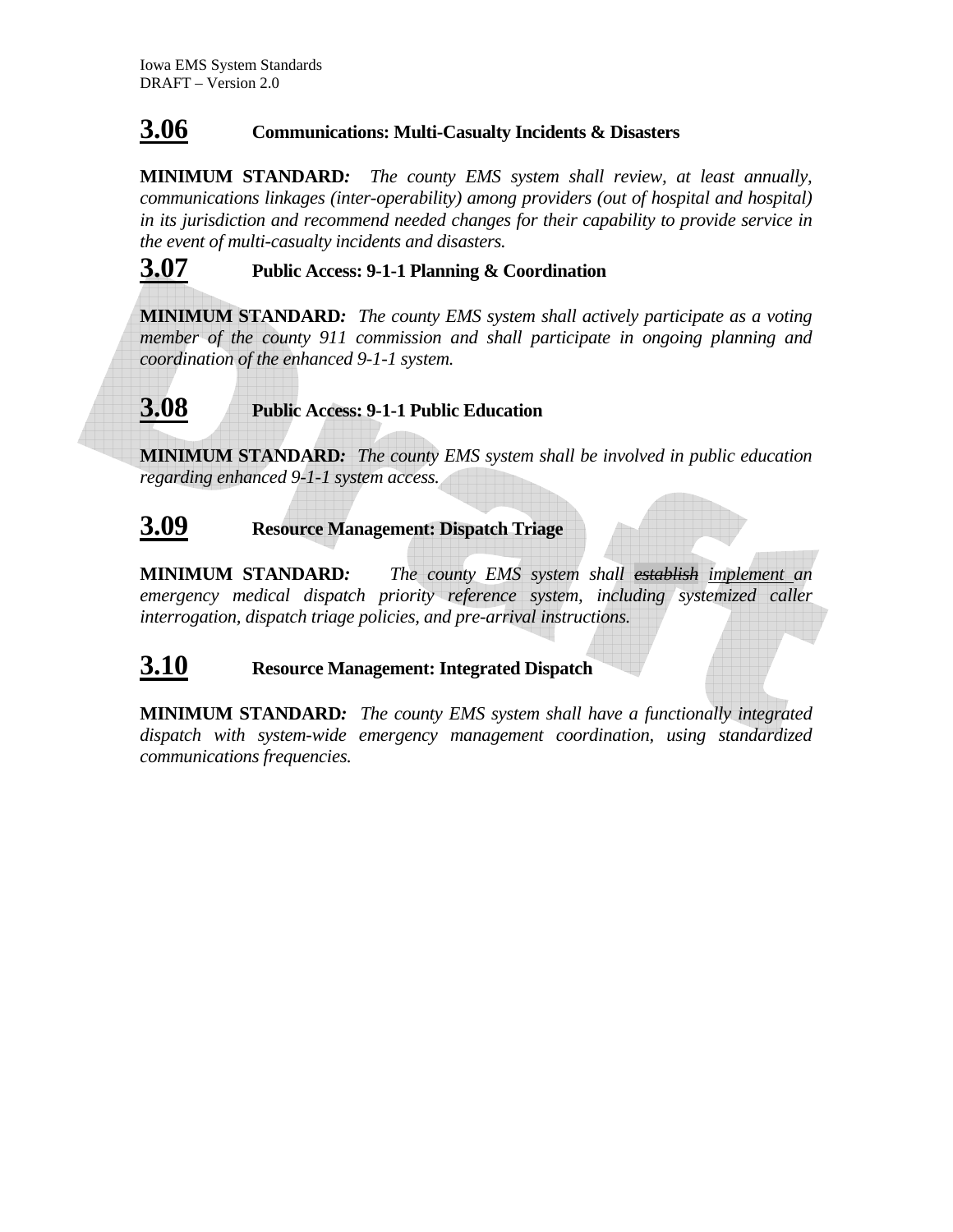## 3.06 Communications: Multi-Casualty Incidents & Disasters

**MINIMUM STANDARD:** *The county EMS system shall review, at least annually, communications linkages (inter-operability) among providers (out of hospital and hospital) in its jurisdiction and recommend needed changes for their capability to provide service in the event of multi-casualty incidents and disasters.*

## 3.07 Public Access: 9-1-1 Planning & Coordination

**MINIMUM STANDARD:** *The county EMS system shall actively participate as a voting member of the county 911 commission and shall participate in ongoing planning and coordination of the enhanced 9-1-1 system.*

## 3.08 Public Access: 9-1-1 Public Education

**MINIMUM STANDARD:** *The county EMS system shall be involved in public education regarding enhanced 9-1-1 system access.*

## 3.09 Resource Management: Dispatch Triage

**MINIMUM STANDARD:** *The county EMS system shall ~~establish~~ implement an emergency medical dispatch priority reference system, including systemized caller interrogation, dispatch triage policies, and pre-arrival instructions.*

## 3.10 Resource Management: Integrated Dispatch

**MINIMUM STANDARD:** *The county EMS system shall have a functionally integrated dispatch with system-wide emergency management coordination, using standardized communications frequencies.*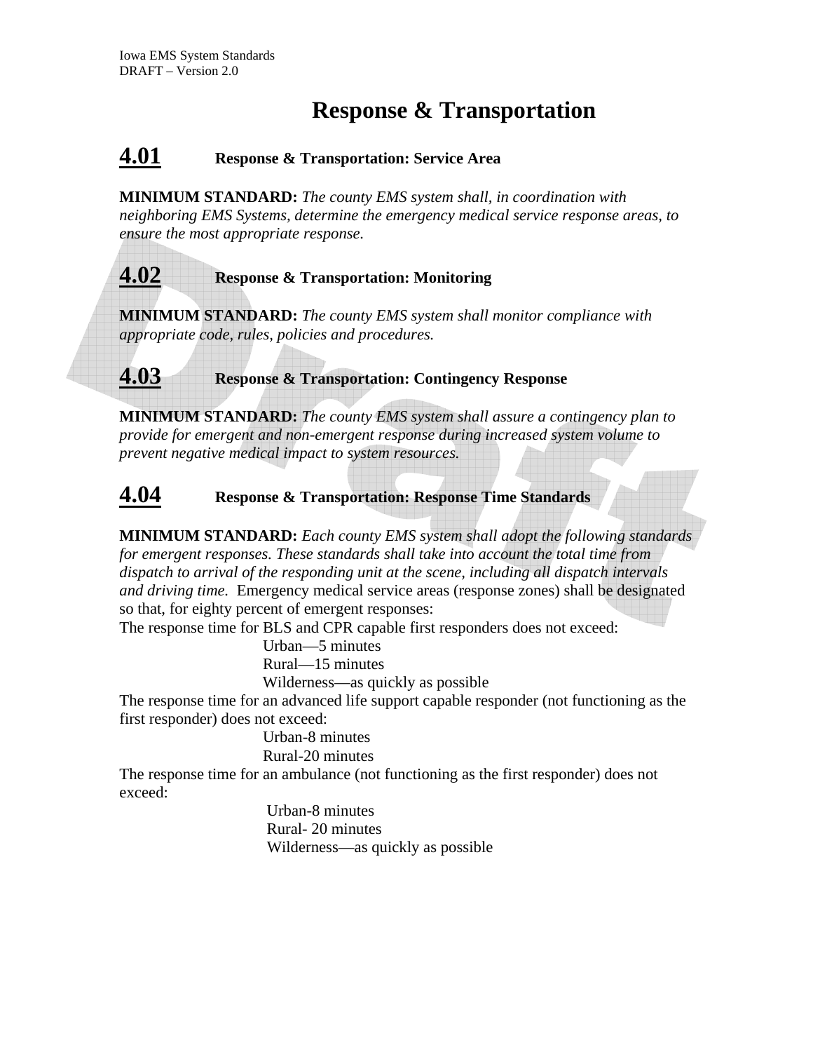# Response & Transportation

## 4.01 Response & Transportation: Service Area

**MINIMUM STANDARD:** *The county EMS system shall, in coordination with neighboring EMS Systems, determine the emergency medical service response areas, to ensure the most appropriate response.*

## 4.02 Response & Transportation: Monitoring

**MINIMUM STANDARD:** *The county EMS system shall monitor compliance with appropriate code, rules, policies and procedures.*

## 4.03 Response & Transportation: Contingency Response

**MINIMUM STANDARD:** *The county EMS system shall assure a contingency plan to provide for emergent and non-emergent response during increased system volume to prevent negative medical impact to system resources.*

## 4.04 Response & Transportation: Response Time Standards

**MINIMUM STANDARD:** *Each county EMS system shall adopt the following standards for emergent responses. These standards shall take into account the total time from dispatch to arrival of the responding unit at the scene, including all dispatch intervals and driving time.* Emergency medical service areas (response zones) shall be designated so that, for eighty percent of emergent responses:

The response time for BLS and CPR capable first responders does not exceed:

- Urban—5 minutes
- Rural—15 minutes
- Wilderness—as quickly as possible

The response time for an advanced life support capable responder (not functioning as the first responder) does not exceed:

- Urban-8 minutes
- Rural-20 minutes

The response time for an ambulance (not functioning as the first responder) does not exceed:

- Urban-8 minutes
- Rural- 20 minutes
- Wilderness—as quickly as possible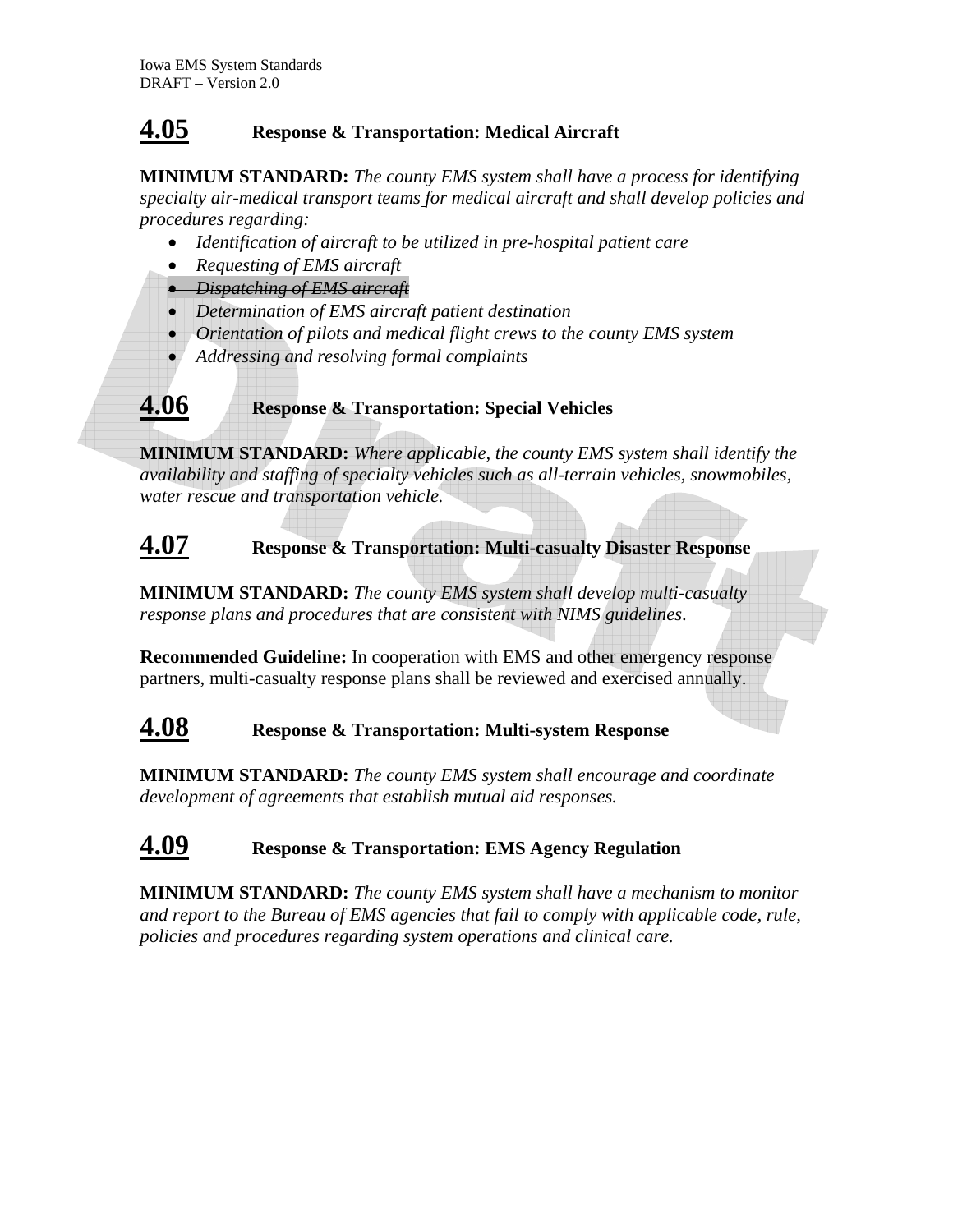## 4.05 Response & Transportation: Medical Aircraft

**MINIMUM STANDARD:** *The county EMS system shall have a process for identifying specialty air-medical transport teams for medical aircraft and shall develop policies and procedures regarding:*

- *Identification of aircraft to be utilized in pre-hospital patient care*
- *Requesting of EMS aircraft*
- ~~*Dispatching of EMS aircraft*~~
- *Determination of EMS aircraft patient destination*
- *Orientation of pilots and medical flight crews to the county EMS system*
- *Addressing and resolving formal complaints*

## 4.06 Response & Transportation: Special Vehicles

**MINIMUM STANDARD:** *Where applicable, the county EMS system shall identify the availability and staffing of specialty vehicles such as all-terrain vehicles, snowmobiles, water rescue and transportation vehicle.*

## 4.07 Response & Transportation: Multi-casualty Disaster Response

**MINIMUM STANDARD:** *The county EMS system shall develop multi-casualty response plans and procedures that are consistent with NIMS guidelines.*

**Recommended Guideline:** In cooperation with EMS and other emergency response partners, multi-casualty response plans shall be reviewed and exercised annually.

## 4.08 Response & Transportation: Multi-system Response

**MINIMUM STANDARD:** *The county EMS system shall encourage and coordinate development of agreements that establish mutual aid responses.*

## 4.09 Response & Transportation: EMS Agency Regulation

**MINIMUM STANDARD:** *The county EMS system shall have a mechanism to monitor and report to the Bureau of EMS agencies that fail to comply with applicable code, rule, policies and procedures regarding system operations and clinical care.*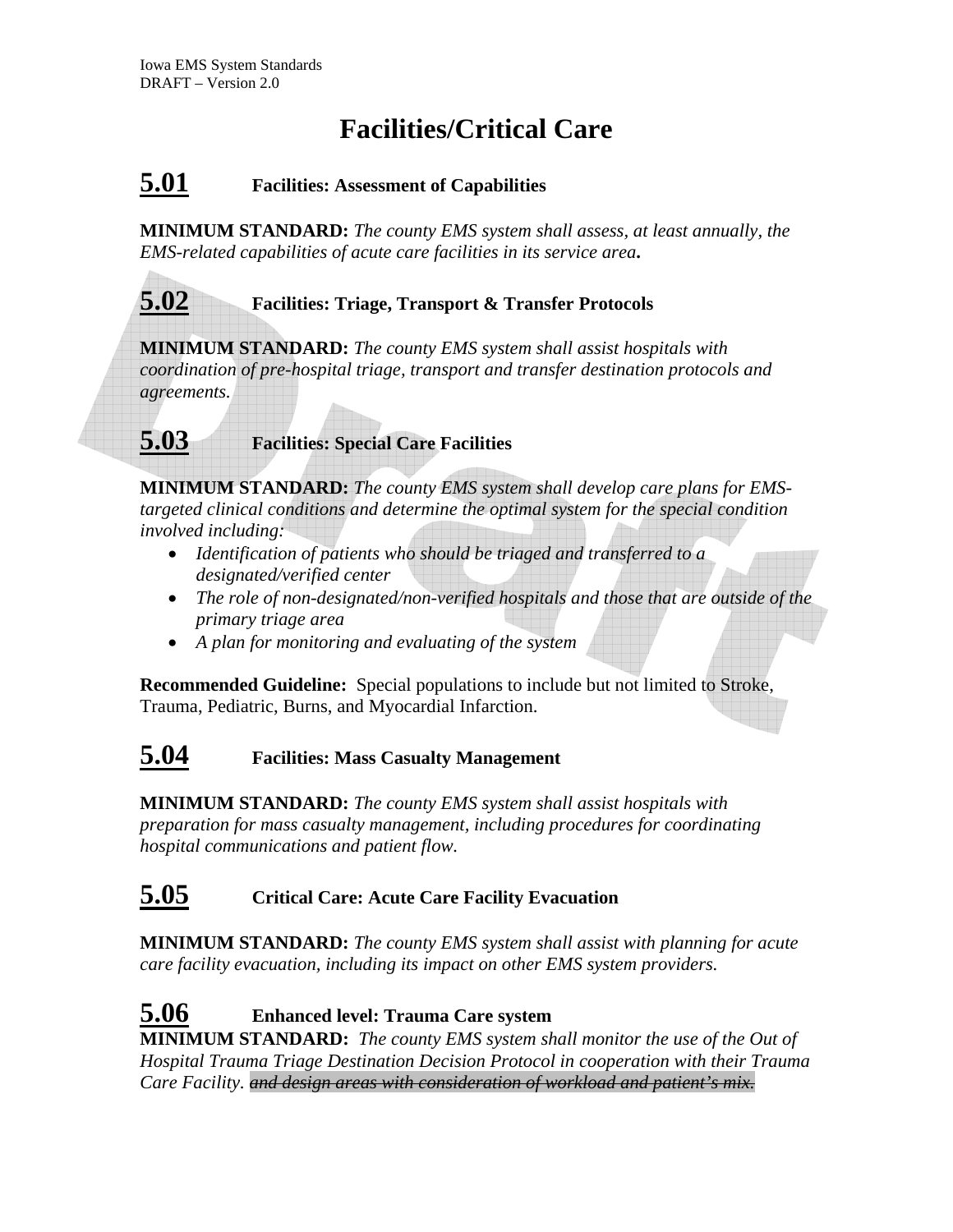# Facilities/Critical Care

## 5.01 Facilities: Assessment of Capabilities

**MINIMUM STANDARD:** *The county EMS system shall assess, at least annually, the EMS-related capabilities of acute care facilities in its service area***.**

## 5.02 Facilities: Triage, Transport & Transfer Protocols

**MINIMUM STANDARD:** *The county EMS system shall assist hospitals with coordination of pre-hospital triage, transport and transfer destination protocols and agreements.*

## 5.03 Facilities: Special Care Facilities

**MINIMUM STANDARD:** *The county EMS system shall develop care plans for EMS-targeted clinical conditions and determine the optimal system for the special condition involved including:*

- *Identification of patients who should be triaged and transferred to a designated/verified center*
- *The role of non-designated/non-verified hospitals and those that are outside of the primary triage area*
- *A plan for monitoring and evaluating of the system*

**Recommended Guideline:** Special populations to include but not limited to Stroke, Trauma, Pediatric, Burns, and Myocardial Infarction.

## 5.04 Facilities: Mass Casualty Management

**MINIMUM STANDARD:** *The county EMS system shall assist hospitals with preparation for mass casualty management, including procedures for coordinating hospital communications and patient flow.*

## 5.05 Critical Care: Acute Care Facility Evacuation

**MINIMUM STANDARD:** *The county EMS system shall assist with planning for acute care facility evacuation, including its impact on other EMS system providers.*

## 5.06 Enhanced level: Trauma Care system

**MINIMUM STANDARD:** *The county EMS system shall monitor the use of the Out of Hospital Trauma Triage Destination Decision Protocol in cooperation with their Trauma Care Facility. ~~and design areas with consideration of workload and patient's mix.~~*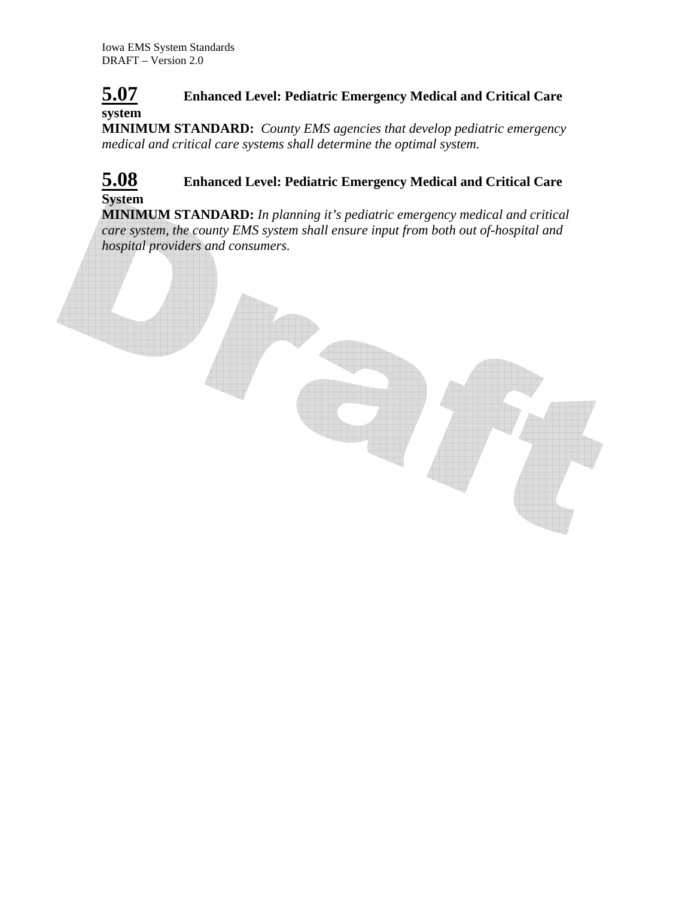## **5.07** Enhanced Level: Pediatric Emergency Medical and Critical Care system

**MINIMUM STANDARD:** *County EMS agencies that develop pediatric emergency medical and critical care systems shall determine the optimal system.*

## **5.08** Enhanced Level: Pediatric Emergency Medical and Critical Care System

**MINIMUM STANDARD:** *In planning it's pediatric emergency medical and critical care system, the county EMS system shall ensure input from both out of-hospital and hospital providers and consumers.*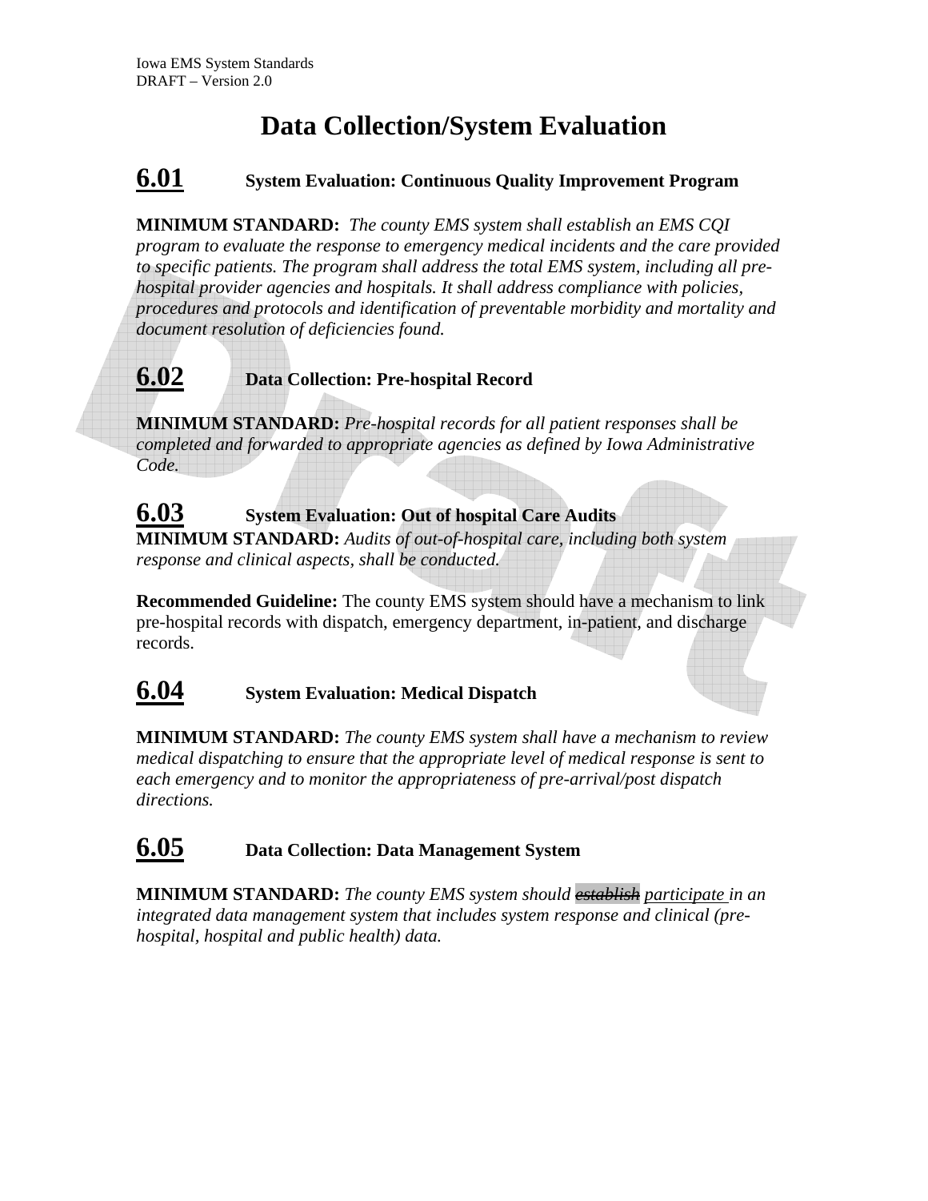# Data Collection/System Evaluation

## 6.01 System Evaluation: Continuous Quality Improvement Program

**MINIMUM STANDARD:** *The county EMS system shall establish an EMS CQI program to evaluate the response to emergency medical incidents and the care provided to specific patients. The program shall address the total EMS system, including all pre-hospital provider agencies and hospitals. It shall address compliance with policies, procedures and protocols and identification of preventable morbidity and mortality and document resolution of deficiencies found.*

## 6.02 Data Collection: Pre-hospital Record

**MINIMUM STANDARD:** *Pre-hospital records for all patient responses shall be completed and forwarded to appropriate agencies as defined by Iowa Administrative Code.*

## 6.03 System Evaluation: Out of hospital Care Audits

**MINIMUM STANDARD:** *Audits of out-of-hospital care, including both system response and clinical aspects, shall be conducted.*

**Recommended Guideline:** The county EMS system should have a mechanism to link pre-hospital records with dispatch, emergency department, in-patient, and discharge records.

## 6.04 System Evaluation: Medical Dispatch

**MINIMUM STANDARD:** *The county EMS system shall have a mechanism to review medical dispatching to ensure that the appropriate level of medical response is sent to each emergency and to monitor the appropriateness of pre-arrival/post dispatch directions.*

## 6.05 Data Collection: Data Management System

**MINIMUM STANDARD:** *The county EMS system should ~~establish~~ participate in an integrated data management system that includes system response and clinical (pre-hospital, hospital and public health) data.*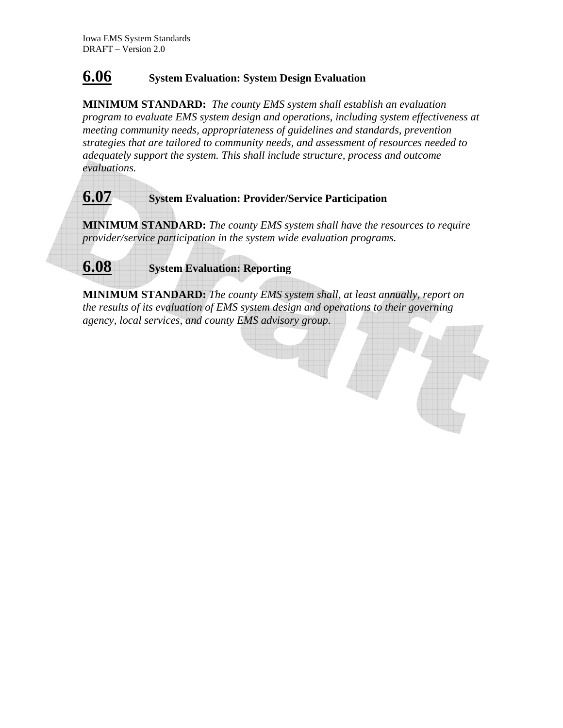## **6.06** System Evaluation: System Design Evaluation

**MINIMUM STANDARD:** *The county EMS system shall establish an evaluation program to evaluate EMS system design and operations, including system effectiveness at meeting community needs, appropriateness of guidelines and standards, prevention strategies that are tailored to community needs, and assessment of resources needed to adequately support the system. This shall include structure, process and outcome evaluations.*

## **6.07** System Evaluation: Provider/Service Participation

**MINIMUM STANDARD:** *The county EMS system shall have the resources to require provider/service participation in the system wide evaluation programs.*

## **6.08** System Evaluation: Reporting

**MINIMUM STANDARD:** *The county EMS system shall, at least annually, report on the results of its evaluation of EMS system design and operations to their governing agency, local services, and county EMS advisory group.*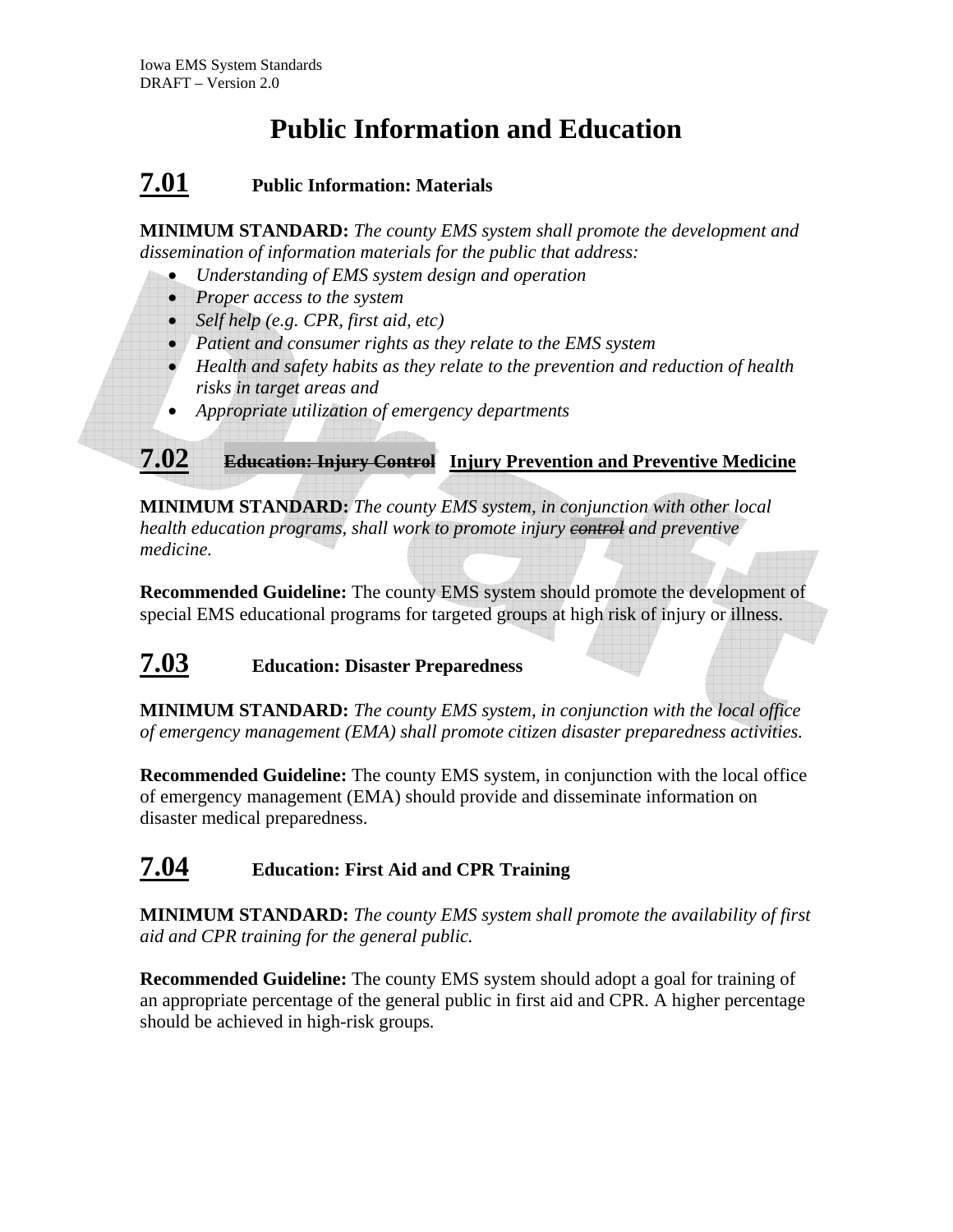# Public Information and Education

## 7.01 Public Information: Materials

**MINIMUM STANDARD:** *The county EMS system shall promote the development and dissemination of information materials for the public that address:*

- *Understanding of EMS system design and operation*
- *Proper access to the system*
- *Self help (e.g. CPR, first aid, etc)*
- *Patient and consumer rights as they relate to the EMS system*
- *Health and safety habits as they relate to the prevention and reduction of health risks in target areas and*
- *Appropriate utilization of emergency departments*

## 7.02 ~~Education: Injury Control~~ Injury Prevention and Preventive Medicine

**MINIMUM STANDARD:** *The county EMS system, in conjunction with other local health education programs, shall work to promote injury ~~control~~ and preventive medicine.*

**Recommended Guideline:** The county EMS system should promote the development of special EMS educational programs for targeted groups at high risk of injury or illness.

## 7.03 Education: Disaster Preparedness

**MINIMUM STANDARD:** *The county EMS system, in conjunction with the local office of emergency management (EMA) shall promote citizen disaster preparedness activities.*

**Recommended Guideline:** The county EMS system, in conjunction with the local office of emergency management (EMA) should provide and disseminate information on disaster medical preparedness.

## 7.04 Education: First Aid and CPR Training

**MINIMUM STANDARD:** *The county EMS system shall promote the availability of first aid and CPR training for the general public.*

**Recommended Guideline:** The county EMS system should adopt a goal for training of an appropriate percentage of the general public in first aid and CPR. A higher percentage should be achieved in high-risk groups.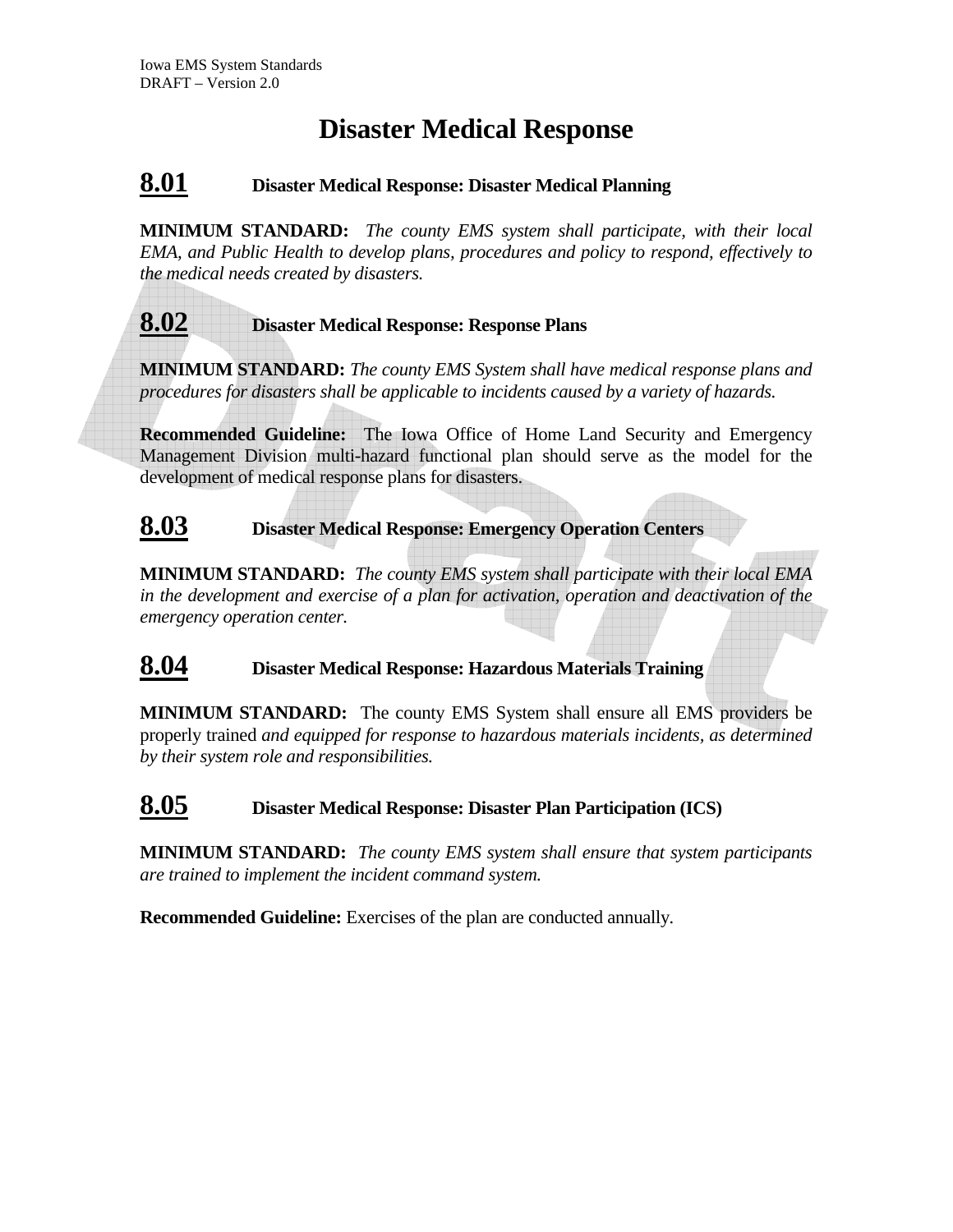# Disaster Medical Response

## 8.01 Disaster Medical Response: Disaster Medical Planning

**MINIMUM STANDARD:** *The county EMS system shall participate, with their local EMA, and Public Health to develop plans, procedures and policy to respond, effectively to the medical needs created by disasters.*

## 8.02 Disaster Medical Response: Response Plans

**MINIMUM STANDARD:** *The county EMS System shall have medical response plans and procedures for disasters shall be applicable to incidents caused by a variety of hazards.*

**Recommended Guideline:** The Iowa Office of Home Land Security and Emergency Management Division multi-hazard functional plan should serve as the model for the development of medical response plans for disasters.

## 8.03 Disaster Medical Response: Emergency Operation Centers

**MINIMUM STANDARD:** *The county EMS system shall participate with their local EMA in the development and exercise of a plan for activation, operation and deactivation of the emergency operation center.*

## 8.04 Disaster Medical Response: Hazardous Materials Training

**MINIMUM STANDARD:** The county EMS System shall ensure all EMS providers be properly trained *and equipped for response to hazardous materials incidents, as determined by their system role and responsibilities.*

## 8.05 Disaster Medical Response: Disaster Plan Participation (ICS)

**MINIMUM STANDARD:** *The county EMS system shall ensure that system participants are trained to implement the incident command system.*

**Recommended Guideline:** Exercises of the plan are conducted annually.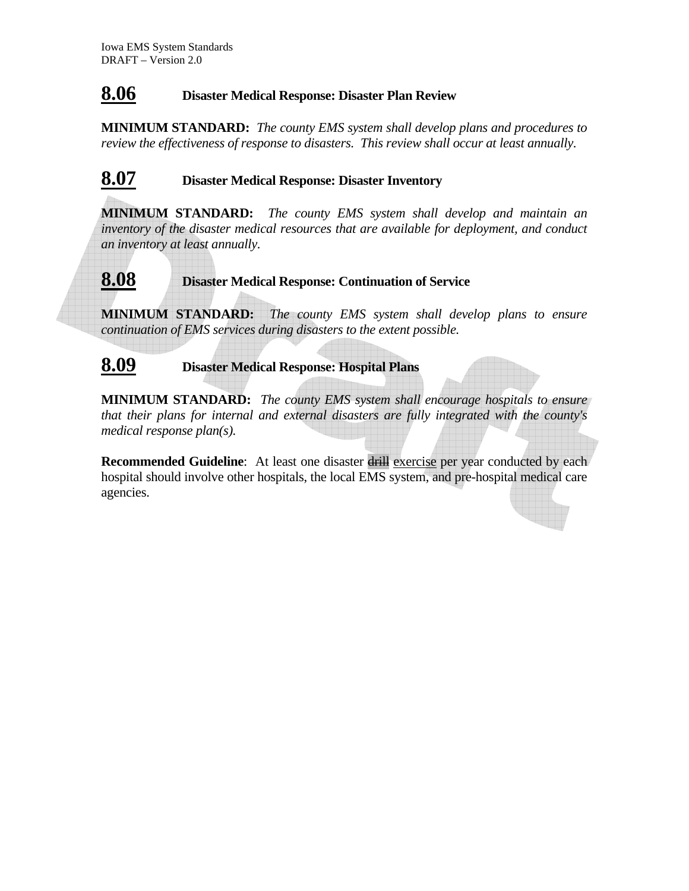## 8.06 Disaster Medical Response: Disaster Plan Review

**MINIMUM STANDARD:** *The county EMS system shall develop plans and procedures to review the effectiveness of response to disasters. This review shall occur at least annually.*

## 8.07 Disaster Medical Response: Disaster Inventory

**MINIMUM STANDARD:** *The county EMS system shall develop and maintain an inventory of the disaster medical resources that are available for deployment, and conduct an inventory at least annually.*

## 8.08 Disaster Medical Response: Continuation of Service

**MINIMUM STANDARD:** *The county EMS system shall develop plans to ensure continuation of EMS services during disasters to the extent possible.*

## 8.09 Disaster Medical Response: Hospital Plans

**MINIMUM STANDARD:** *The county EMS system shall encourage hospitals to ensure that their plans for internal and external disasters are fully integrated with the county's medical response plan(s).*

**Recommended Guideline**: At least one disaster ~~drill~~ <u>exercise</u> per year conducted by each hospital should involve other hospitals, the local EMS system, and pre-hospital medical care agencies.